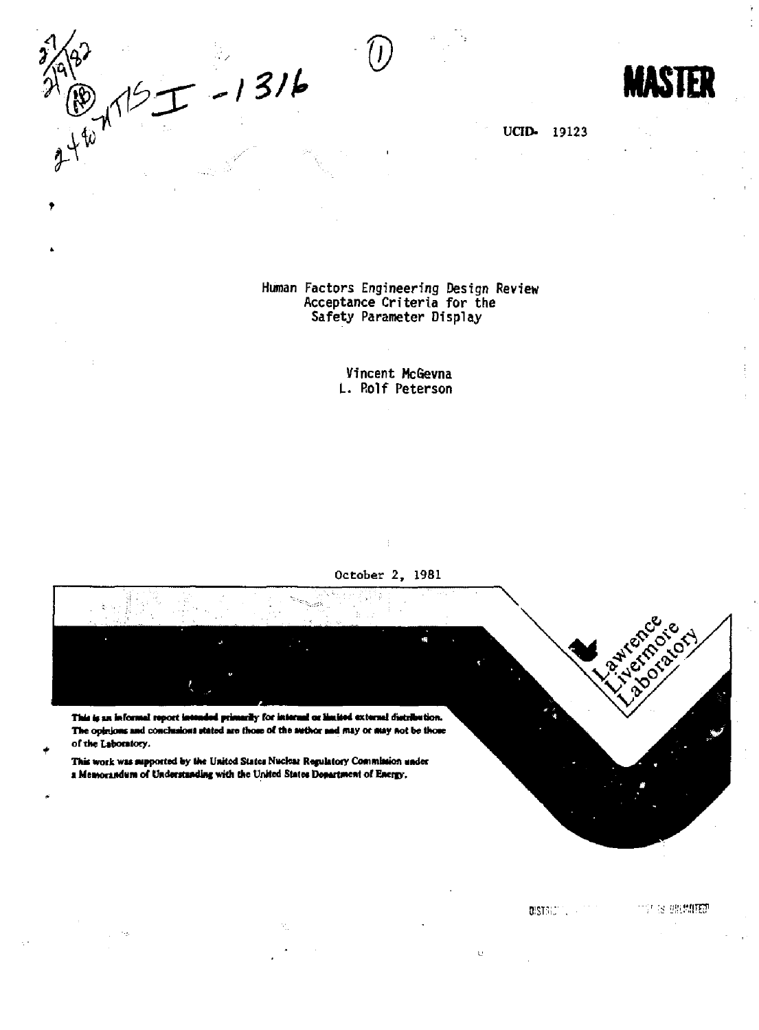MASTER

UCID- 19123

# Human Factors Engineering Design Review Acceptance Criteria for the Safety Parameter Display

Vincent McGevna
L. Rolf Peterson

October 2, 1981

Lawrence Livermore Laboratory

This is an informal report intended primarily for internal or limited external distribution. The opinions and conclusions stated are those of the author and may or may not be those of the Laboratory.

This work was supported by the United States Nuclear Regulatory Commission under a Memorandum of Understanding with the United States Department of Energy.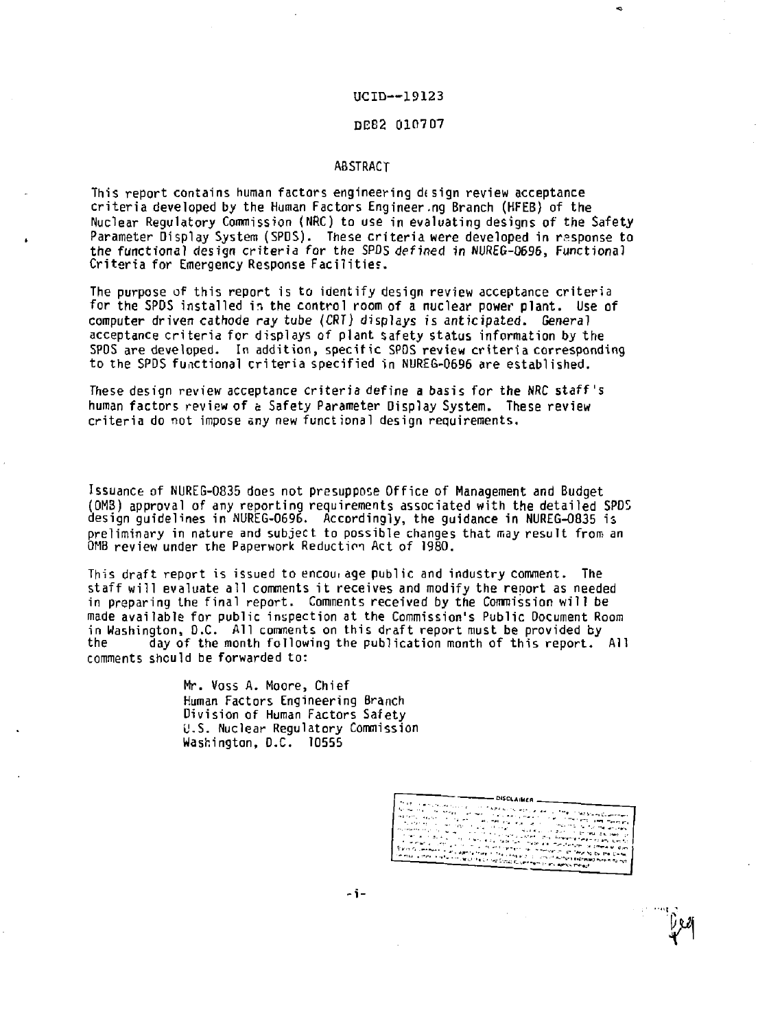UCID--19123

DE82 010707

## ABSTRACT

This report contains human factors engineering design review acceptance criteria developed by the Human Factors Engineering Branch (HFEB) of the Nuclear Regulatory Commission (NRC) to use in evaluating designs of the Safety Parameter Display System (SPDS). These criteria were developed in response to the functional design criteria for the SPDS defined in NUREG-0696, Functional Criteria for Emergency Response Facilities.

The purpose of this report is to identify design review acceptance criteria for the SPDS installed in the control room of a nuclear power plant. Use of computer driven cathode ray tube (CRT) displays is anticipated. General acceptance criteria for displays of plant safety status information by the SPDS are developed. In addition, specific SPDS review criteria corresponding to the SPDS functional criteria specified in NUREG-0696 are established.

These design review acceptance criteria define a basis for the NRC staff's human factors review of a Safety Parameter Display System. These review criteria do not impose any new functional design requirements.

Issuance of NUREG-0835 does not presuppose Office of Management and Budget (OMB) approval of any reporting requirements associated with the detailed SPDS design guidelines in NUREG-0696. Accordingly, the guidance in NUREG-0835 is preliminary in nature and subject to possible changes that may result from an OMB review under the Paperwork Reduction Act of 1980.

This draft report is issued to encourage public and industry comment. The staff will evaluate all comments it receives and modify the report as needed in preparing the final report. Comments received by the Commission will be made available for public inspection at the Commission's Public Document Room in Washington, D.C. All comments on this draft report must be provided by the      day of the month following the publication month of this report. All comments should be forwarded to:

Mr. Voss A. Moore, Chief
Human Factors Engineering Branch
Division of Human Factors Safety
U.S. Nuclear Regulatory Commission
Washington, D.C. 10555

DISCLAIMER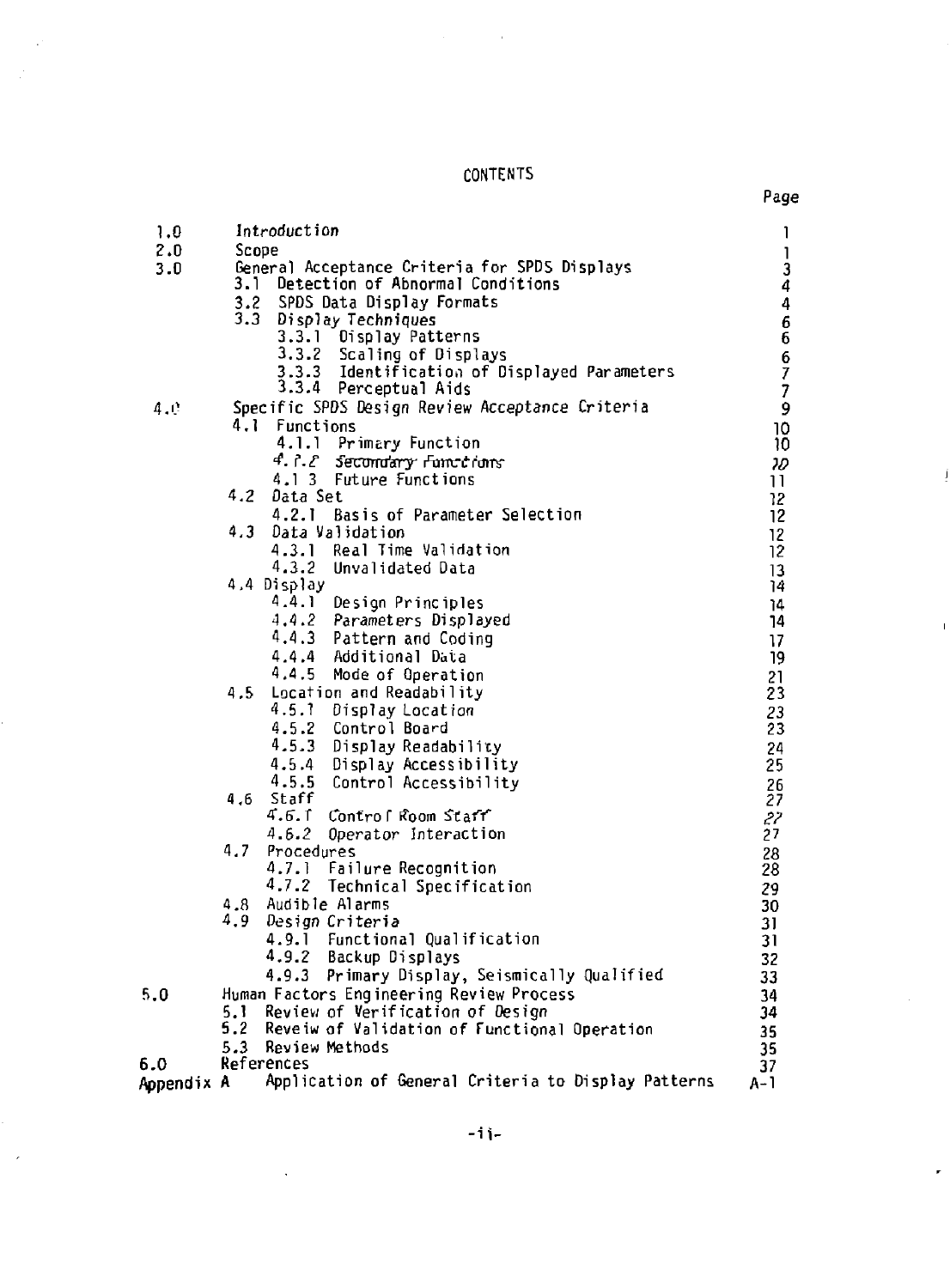# CONTENTS

| | | Page |
|---|---|---|
| 1.0 | Introduction | 1 |
| 2.0 | Scope | 1 |
| 3.0 | General Acceptance Criteria for SPDS Displays | 3 |
| | 3.1 Detection of Abnormal Conditions | 4 |
| | 3.2 SPDS Data Display Formats | 4 |
| | 3.3 Display Techniques | 6 |
| | 3.3.1 Display Patterns | 6 |
| | 3.3.2 Scaling of Displays | 6 |
| | 3.3.3 Identification of Displayed Parameters | 7 |
| | 3.3.4 Perceptual Aids | 7 |
| 4.0 | Specific SPDS Design Review Acceptance Criteria | 9 |
| | 4.1 Functions | 10 |
| | 4.1.1 Primary Function | 10 |
| | 4.1.2 Secondary Functions | 10 |
| | 4.1 3 Future Functions | 11 |
| | 4.2 Data Set | 12 |
| | 4.2.1 Basis of Parameter Selection | 12 |
| | 4.3 Data Validation | 12 |
| | 4.3.1 Real Time Validation | 12 |
| | 4.3.2 Unvalidated Data | 13 |
| | 4.4 Display | 14 |
| | 4.4.1 Design Principles | 14 |
| | 4.4.2 Parameters Displayed | 14 |
| | 4.4.3 Pattern and Coding | 17 |
| | 4.4.4 Additional Data | 19 |
| | 4.4.5 Mode of Operation | 21 |
| | 4.5 Location and Readability | 23 |
| | 4.5.1 Display Location | 23 |
| | 4.5.2 Control Board | 23 |
| | 4.5.3 Display Readability | 24 |
| | 4.5.4 Display Accessibility | 25 |
| | 4.5.5 Control Accessibility | 26 |
| | 4.6 Staff | 27 |
| | 4.6.1 Control Room Staff | 27 |
| | 4.6.2 Operator Interaction | 27 |
| | 4.7 Procedures | 28 |
| | 4.7.1 Failure Recognition | 28 |
| | 4.7.2 Technical Specification | 29 |
| | 4.8 Audible Alarms | 30 |
| | 4.9 Design Criteria | 31 |
| | 4.9.1 Functional Qualification | 31 |
| | 4.9.2 Backup Displays | 32 |
| | 4.9.3 Primary Display, Seismically Qualified | 33 |
| 5.0 | Human Factors Engineering Review Process | 34 |
| | 5.1 Review of Verification of Design | 34 |
| | 5.2 Reveiw of Validation of Functional Operation | 35 |
| | 5.3 Review Methods | 35 |
| 6.0 | References | 37 |
| Appendix A | Application of General Criteria to Display Patterns | A-1 |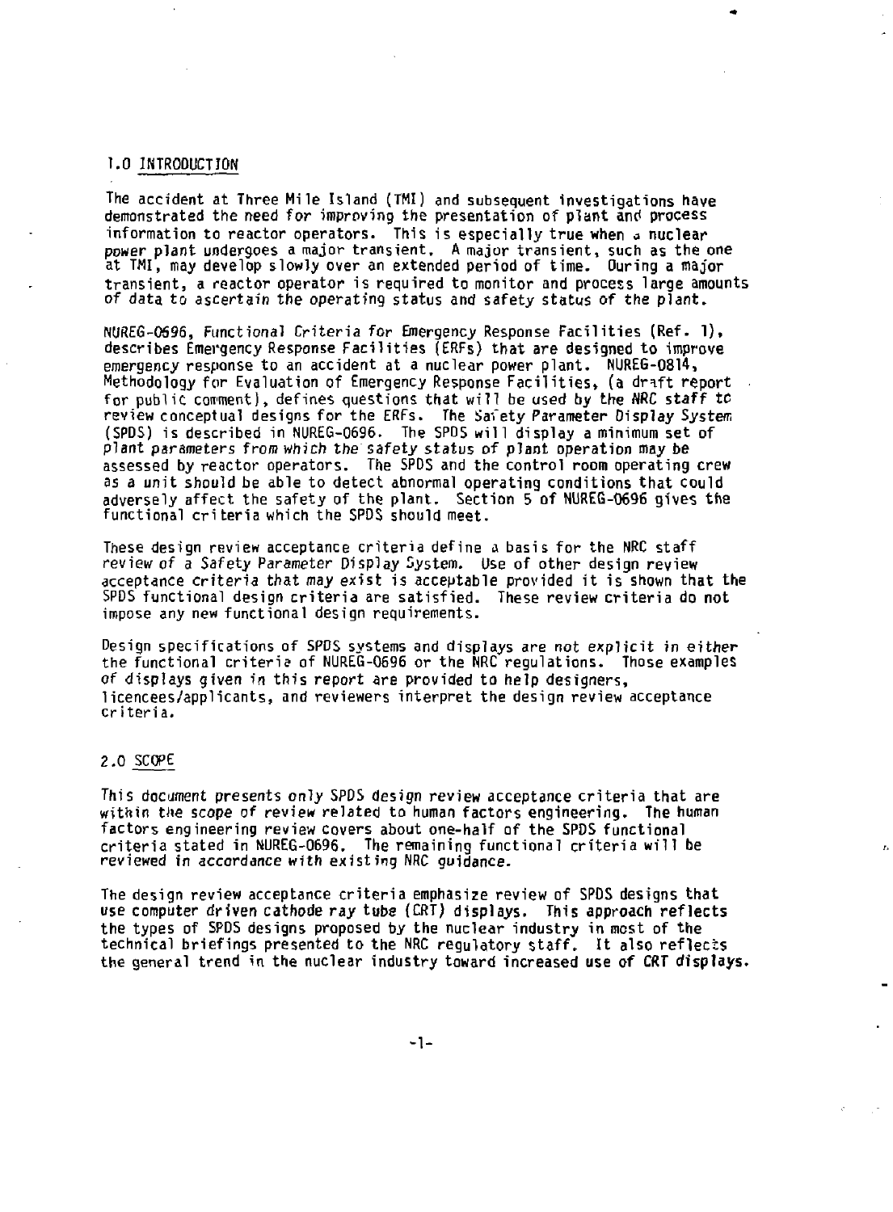## 1.0 INTRODUCTION

The accident at Three Mile Island (TMI) and subsequent investigations have demonstrated the need for improving the presentation of plant and process information to reactor operators. This is especially true when a nuclear power plant undergoes a major transient. A major transient, such as the one at TMI, may develop slowly over an extended period of time. During a major transient, a reactor operator is required to monitor and process large amounts of data to ascertain the operating status and safety status of the plant.

NUREG-0696, Functional Criteria for Emergency Response Facilities (Ref. 1), describes Emergency Response Facilities (ERFs) that are designed to improve emergency response to an accident at a nuclear power plant. NUREG-0814, Methodology for Evaluation of Emergency Response Facilities, (a draft report for public comment), defines questions that will be used by the NRC staff to review conceptual designs for the ERFs. The Safety Parameter Display System (SPDS) is described in NUREG-0696. The SPDS will display a minimum set of plant parameters from which the safety status of plant operation may be assessed by reactor operators. The SPDS and the control room operating crew as a unit should be able to detect abnormal operating conditions that could adversely affect the safety of the plant. Section 5 of NUREG-0696 gives the functional criteria which the SPDS should meet.

These design review acceptance criteria define a basis for the NRC staff review of a Safety Parameter Display System. Use of other design review acceptance criteria that may exist is acceptable provided it is shown that the SPDS functional design criteria are satisfied. These review criteria do not impose any new functional design requirements.

Design specifications of SPDS systems and displays are not explicit in either the functional criteria of NUREG-0696 or the NRC regulations. Those examples of displays given in this report are provided to help designers, licencees/applicants, and reviewers interpret the design review acceptance criteria.

## 2.0 SCOPE

This document presents only SPDS design review acceptance criteria that are within the scope of review related to human factors engineering. The human factors engineering review covers about one-half of the SPDS functional criteria stated in NUREG-0696. The remaining functional criteria will be reviewed in accordance with existing NRC guidance.

The design review acceptance criteria emphasize review of SPDS designs that use computer driven cathode ray tube (CRT) displays. This approach reflects the types of SPDS designs proposed by the nuclear industry in most of the technical briefings presented to the NRC regulatory staff. It also reflects the general trend in the nuclear industry toward increased use of CRT displays.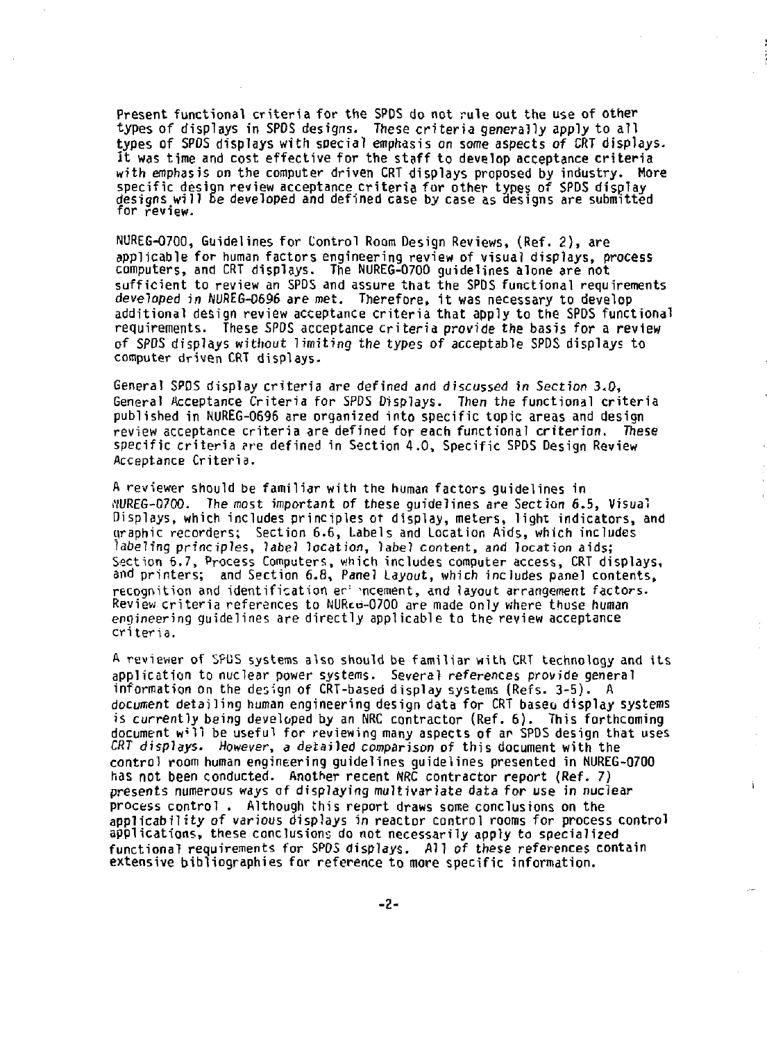Present functional criteria for the SPDS do not rule out the use of other types of displays in SPDS designs. These criteria generally apply to all types of SPDS displays with special emphasis on some aspects of CRT displays. It was time and cost effective for the staff to develop acceptance criteria with emphasis on the computer driven CRT displays proposed by industry. More specific design review acceptance criteria for other types of SPDS display designs will be developed and defined case by case as designs are submitted for review.

NUREG-0700, Guidelines for Control Room Design Reviews, (Ref. 2), are applicable for human factors engineering review of visual displays, process computers, and CRT displays. The NUREG-0700 guidelines alone are not sufficient to review an SPDS and assure that the SPDS functional requirements developed in NUREG-0696 are met. Therefore, it was necessary to develop additional design review acceptance criteria that apply to the SPDS functional requirements. These SPDS acceptance criteria provide the basis for a review of SPDS displays without limiting the types of acceptable SPDS displays to computer driven CRT displays.

General SPDS display criteria are defined and discussed in Section 3.0, General Acceptance Criteria for SPDS Displays. Then the functional criteria published in NUREG-0696 are organized into specific topic areas and design review acceptance criteria are defined for each functional criterion. These specific criteria are defined in Section 4.0, Specific SPDS Design Review Acceptance Criteria.

A reviewer should be familiar with the human factors guidelines in NUREG-0700. The most important of these guidelines are Section 6.5, Visual Displays, which includes principles of display, meters, light indicators, and graphic recorders; Section 6.6, Labels and Location Aids, which includes labeling principles, label location, label content, and location aids; Section 6.7, Process Computers, which includes computer access, CRT displays, and printers; and Section 6.8, Panel Layout, which includes panel contents, recognition and identification enhancement, and layout arrangement factors. Review criteria references to NUREG-0700 are made only where those human engineering guidelines are directly applicable to the review acceptance criteria.

A reviewer of SPDS systems also should be familiar with CRT technology and its application to nuclear power systems. Several references provide general information on the design of CRT-based display systems (Refs. 3-5). A document detailing human engineering design data for CRT based display systems is currently being developed by an NRC contractor (Ref. 6). This forthcoming document will be useful for reviewing many aspects of an SPDS design that uses CRT displays. However, a detailed comparison of this document with the control room human engineering guidelines guidelines presented in NUREG-0700 has not been conducted. Another recent NRC contractor report (Ref. 7) presents numerous ways of displaying multivariate data for use in nuclear process control. Although this report draws some conclusions on the applicability of various displays in reactor control rooms for process control applications, these conclusions do not necessarily apply to specialized functional requirements for SPDS displays. All of these references contain extensive bibliographies for reference to more specific information.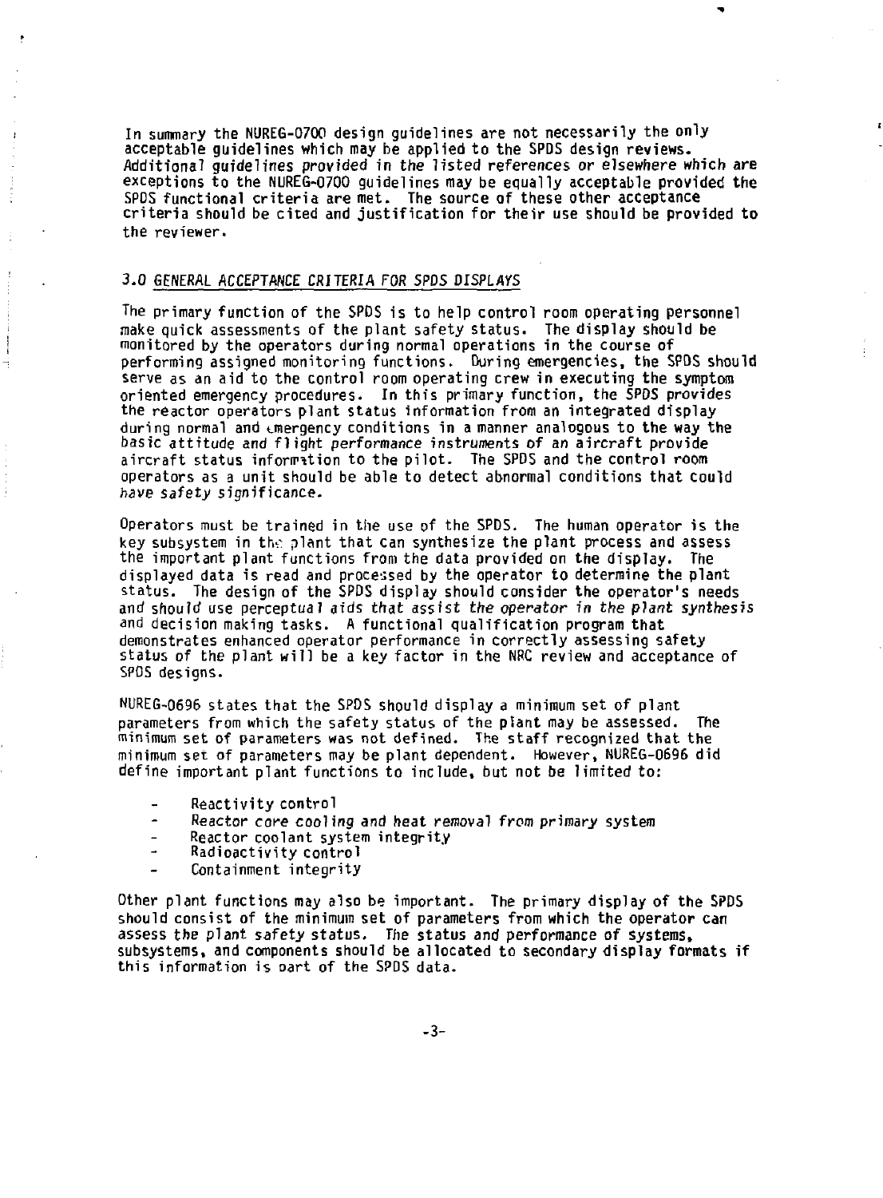In summary the NUREG-0700 design guidelines are not necessarily the only acceptable guidelines which may be applied to the SPDS design reviews. Additional guidelines provided in the listed references or elsewhere which are exceptions to the NUREG-0700 guidelines may be equally acceptable provided the SPDS functional criteria are met. The source of these other acceptance criteria should be cited and justification for their use should be provided to the reviewer.

## 3.0 GENERAL ACCEPTANCE CRITERIA FOR SPDS DISPLAYS

The primary function of the SPDS is to help control room operating personnel make quick assessments of the plant safety status. The display should be monitored by the operators during normal operations in the course of performing assigned monitoring functions. During emergencies, the SPDS should serve as an aid to the control room operating crew in executing the symptom oriented emergency procedures. In this primary function, the SPDS provides the reactor operators plant status information from an integrated display during normal and emergency conditions in a manner analogous to the way the basic attitude and flight performance instruments of an aircraft provide aircraft status information to the pilot. The SPDS and the control room operators as a unit should be able to detect abnormal conditions that could have safety significance.

Operators must be trained in the use of the SPDS. The human operator is the key subsystem in the plant that can synthesize the plant process and assess the important plant functions from the data provided on the display. The displayed data is read and processed by the operator to determine the plant status. The design of the SPDS display should consider the operator's needs and should use perceptual aids that assist the operator in the plant synthesis and decision making tasks. A functional qualification program that demonstrates enhanced operator performance in correctly assessing safety status of the plant will be a key factor in the NRC review and acceptance of SPDS designs.

NUREG-0696 states that the SPDS should display a minimum set of plant parameters from which the safety status of the plant may be assessed. The minimum set of parameters was not defined. The staff recognized that the minimum set of parameters may be plant dependent. However, NUREG-0696 did define important plant functions to include, but not be limited to:

- Reactivity control
- Reactor core cooling and heat removal from primary system
- Reactor coolant system integrity
- Radioactivity control
- Containment integrity

Other plant functions may also be important. The primary display of the SPDS should consist of the minimum set of parameters from which the operator can assess the plant safety status. The status and performance of systems, subsystems, and components should be allocated to secondary display formats if this information is part of the SPDS data.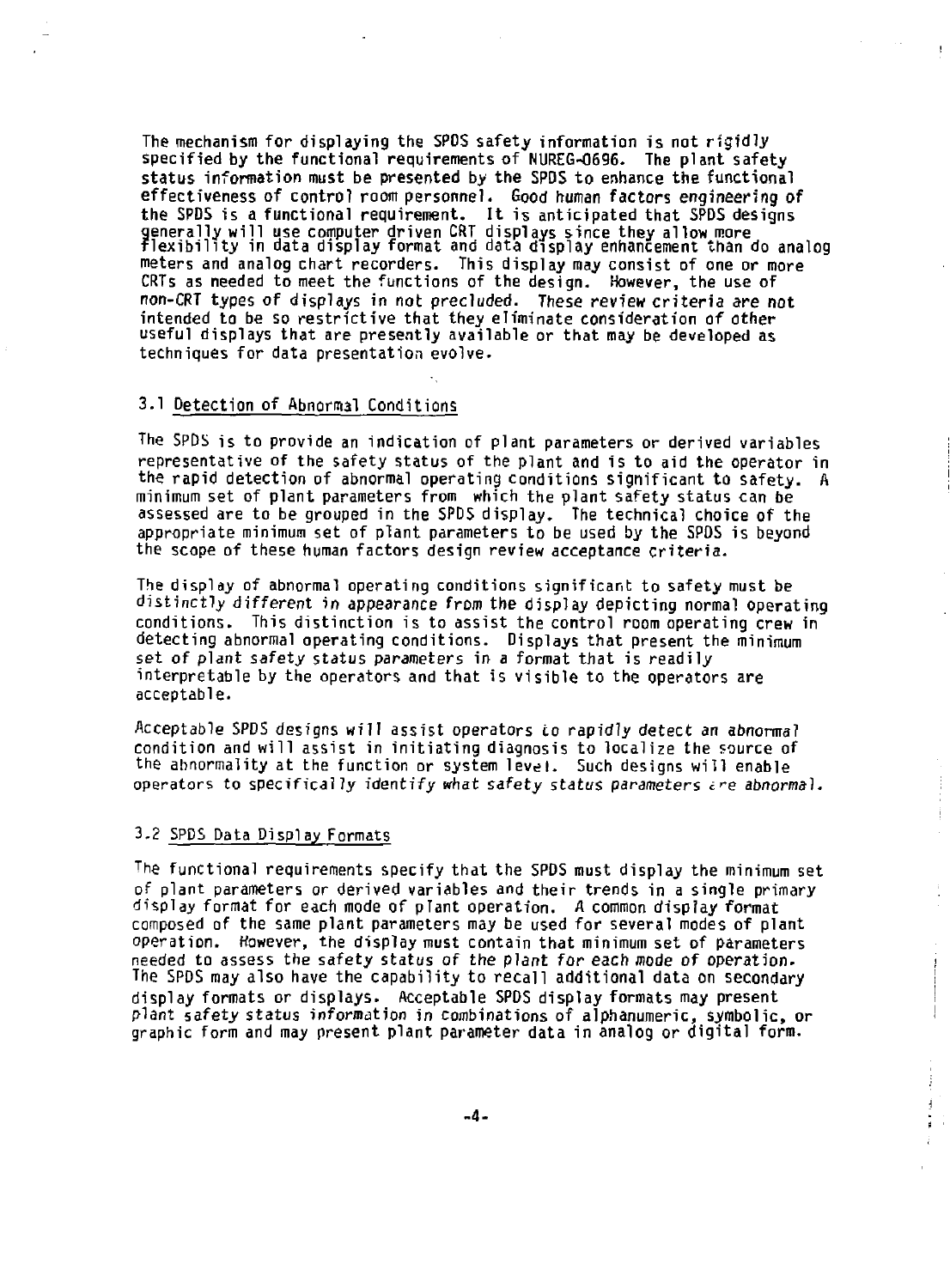The mechanism for displaying the SPDS safety information is not rigidly specified by the functional requirements of NUREG-0696. The plant safety status information must be presented by the SPDS to enhance the functional effectiveness of control room personnel. Good human factors engineering of the SPDS is a functional requirement. It is anticipated that SPDS designs generally will use computer driven CRT displays since they allow more flexibility in data display format and data display enhancement than do analog meters and analog chart recorders. This display may consist of one or more CRTs as needed to meet the functions of the design. However, the use of non-CRT types of displays in not precluded. These review criteria are not intended to be so restrictive that they eliminate consideration of other useful displays that are presently available or that may be developed as techniques for data presentation evolve.

### 3.1 Detection of Abnormal Conditions

The SPDS is to provide an indication of plant parameters or derived variables representative of the safety status of the plant and is to aid the operator in the rapid detection of abnormal operating conditions significant to safety. A minimum set of plant parameters from which the plant safety status can be assessed are to be grouped in the SPDS display. The technical choice of the appropriate minimum set of plant parameters to be used by the SPDS is beyond the scope of these human factors design review acceptance criteria.

The display of abnormal operating conditions significant to safety must be distinctly different in appearance from the display depicting normal operating conditions. This distinction is to assist the control room operating crew in detecting abnormal operating conditions. Displays that present the minimum set of plant safety status parameters in a format that is readily interpretable by the operators and that is visible to the operators are acceptable.

Acceptable SPDS designs will assist operators to rapidly detect an abnormal condition and will assist in initiating diagnosis to localize the source of the abnormality at the function or system level. Such designs will enable operators to specifically identify what safety status parameters are abnormal.

### 3.2 SPDS Data Display Formats

The functional requirements specify that the SPDS must display the minimum set of plant parameters or derived variables and their trends in a single primary display format for each mode of plant operation. A common display format composed of the same plant parameters may be used for several modes of plant operation. However, the display must contain that minimum set of parameters needed to assess the safety status of the plant for each mode of operation. The SPDS may also have the capability to recall additional data on secondary display formats or displays. Acceptable SPDS display formats may present plant safety status information in combinations of alphanumeric, symbolic, or graphic form and may present plant parameter data in analog or digital form.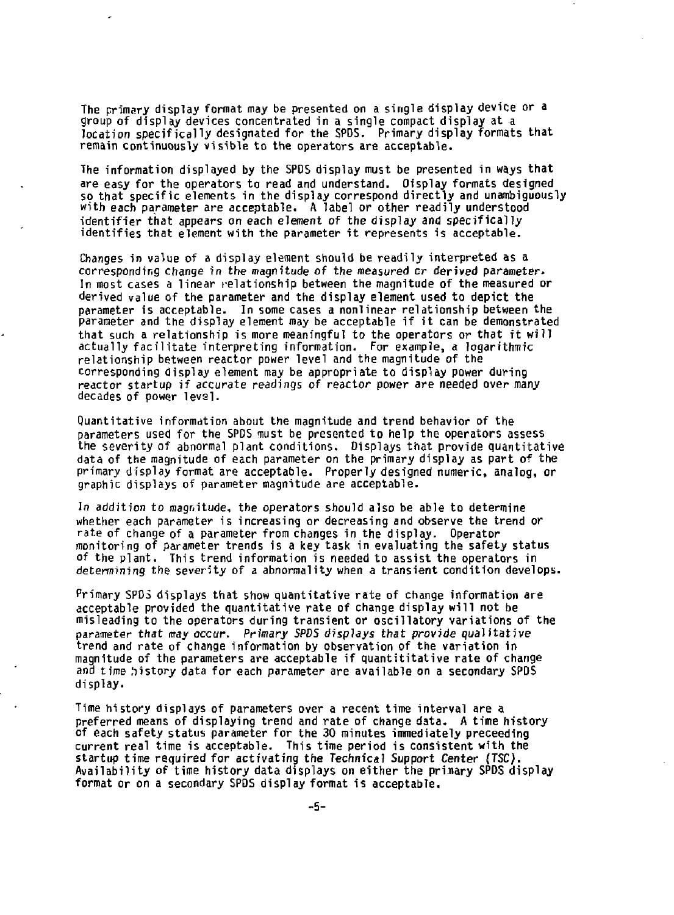The primary display format may be presented on a single display device or a group of display devices concentrated in a single compact display at a location specifically designated for the SPDS. Primary display formats that remain continuously visible to the operators are acceptable.

The information displayed by the SPDS display must be presented in ways that are easy for the operators to read and understand. Display formats designed so that specific elements in the display correspond directly and unambiguously with each parameter are acceptable. A label or other readily understood identifier that appears on each element of the display and specifically identifies that element with the parameter it represents is acceptable.

Changes in value of a display element should be readily interpreted as a corresponding change in the magnitude of the measured or derived parameter. In most cases a linear relationship between the magnitude of the measured or derived value of the parameter and the display element used to depict the parameter is acceptable. In some cases a nonlinear relationship between the parameter and the display element may be acceptable if it can be demonstrated that such a relationship is more meaningful to the operators or that it will actually facilitate interpreting information. For example, a logarithmic relationship between reactor power level and the magnitude of the corresponding display element may be appropriate to display power during reactor startup if accurate readings of reactor power are needed over many decades of power level.

Quantitative information about the magnitude and trend behavior of the parameters used for the SPDS must be presented to help the operators assess the severity of abnormal plant conditions. Displays that provide quantitative data of the magnitude of each parameter on the primary display as part of the primary display format are acceptable. Properly designed numeric, analog, or graphic displays of parameter magnitude are acceptable.

In addition to magnitude, the operators should also be able to determine whether each parameter is increasing or decreasing and observe the trend or rate of change of a parameter from changes in the display. Operator monitoring of parameter trends is a key task in evaluating the safety status of the plant. This trend information is needed to assist the operators in determining the severity of a abnormality when a transient condition develops.

Primary SPDS displays that show quantitative rate of change information are acceptable provided the quantitative rate of change display will not be misleading to the operators during transient or oscillatory variations of the parameter that may occur. Primary SPDS displays that provide qualitative trend and rate of change information by observation of the variation in magnitude of the parameters are acceptable if quantititative rate of change and time history data for each parameter are available on a secondary SPDS display.

Time history displays of parameters over a recent time interval are a preferred means of displaying trend and rate of change data. A time history of each safety status parameter for the 30 minutes immediately preceeding current real time is acceptable. This time period is consistent with the startup time required for activating the Technical Support Center (TSC). Availability of time history data displays on either the primary SPDS display format or on a secondary SPDS display format is acceptable.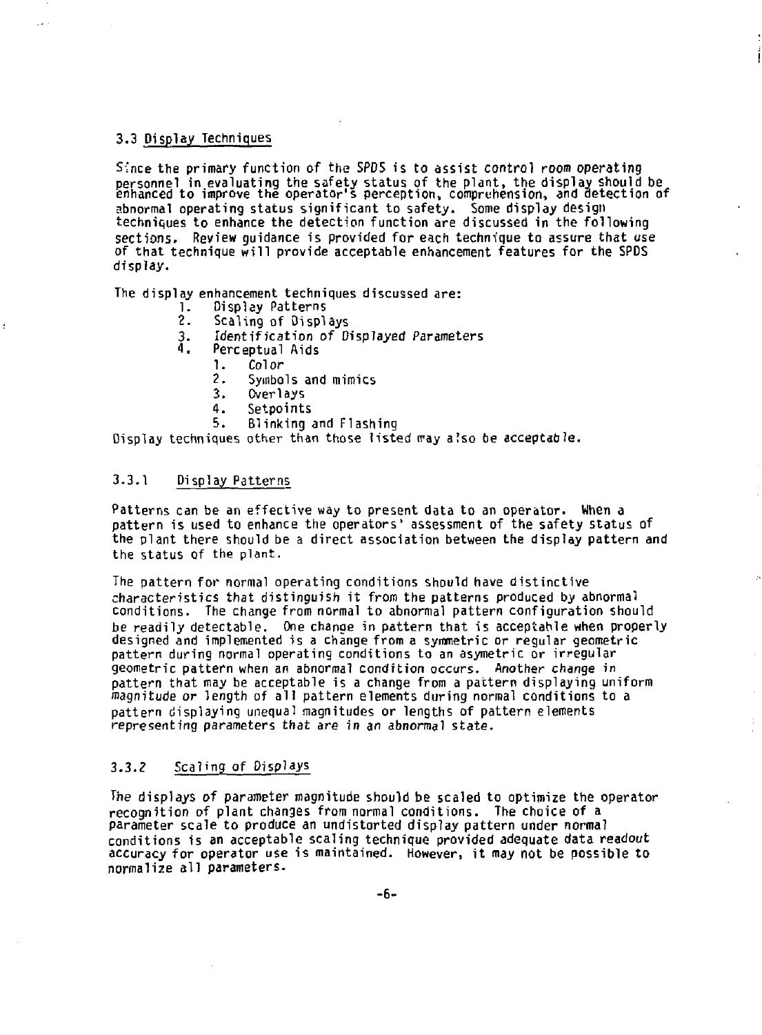### 3.3 Display Techniques

Since the primary function of the SPDS is to assist control room operating personnel in evaluating the safety status of the plant, the display should be enhanced to improve the operator's perception, comprehension, and detection of abnormal operating status significant to safety. Some display design techniques to enhance the detection function are discussed in the following sections. Review guidance is provided for each technique to assure that use of that technique will provide acceptable enhancement features for the SPDS display.

The display enhancement techniques discussed are:

1. Display Patterns
2. Scaling of Displays
3. Identification of Displayed Parameters
4. Perceptual Aids
   1. Color
   2. Symbols and mimics
   3. Overlays
   4. Setpoints
   5. Blinking and Flashing

Display techniques other than those listed may also be acceptable.

#### 3.3.1 Display Patterns

Patterns can be an effective way to present data to an operator. When a pattern is used to enhance the operators' assessment of the safety status of the plant there should be a direct association between the display pattern and the status of the plant.

The pattern for normal operating conditions should have distinctive characteristics that distinguish it from the patterns produced by abnormal conditions. The change from normal to abnormal pattern configuration should be readily detectable. One change in pattern that is acceptable when properly designed and implemented is a change from a symmetric or regular geometric pattern during normal operating conditions to an asymetric or irregular geometric pattern when an abnormal condition occurs. Another change in pattern that may be acceptable is a change from a pattern displaying uniform magnitude or length of all pattern elements during normal conditions to a pattern displaying unequal magnitudes or lengths of pattern elements representing parameters that are in an abnormal state.

#### 3.3.2 Scaling of Displays

The displays of parameter magnitude should be scaled to optimize the operator recognition of plant changes from normal conditions. The choice of a parameter scale to produce an undistorted display pattern under normal conditions is an acceptable scaling technique provided adequate data readout accuracy for operator use is maintained. However, it may not be possible to normalize all parameters.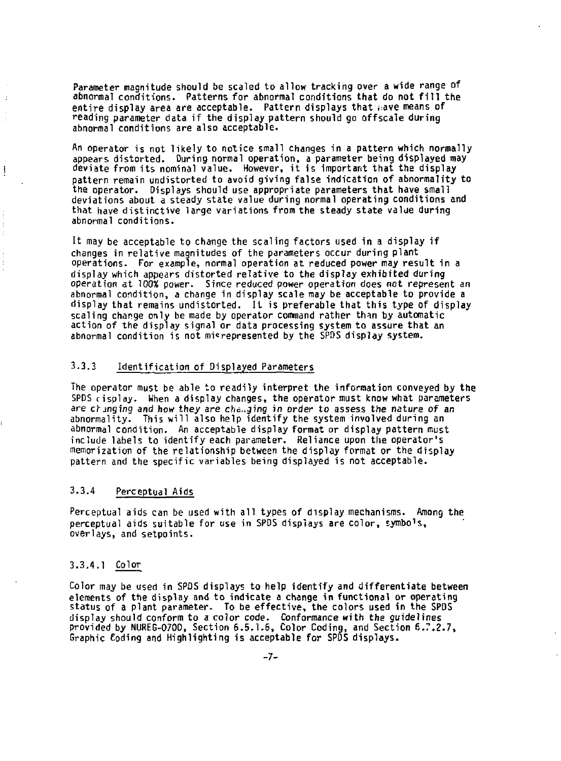Parameter magnitude should be scaled to allow tracking over a wide range of abnormal conditions. Patterns for abnormal conditions that do not fill the entire display area are acceptable. Pattern displays that have means of reading parameter data if the display pattern should go offscale during abnormal conditions are also acceptable.

An operator is not likely to notice small changes in a pattern which normally appears distorted. During normal operation, a parameter being displayed may deviate from its nominal value. However, it is important that the display pattern remain undistorted to avoid giving false indication of abnormality to the operator. Displays should use appropriate parameters that have small deviations about a steady state value during normal operating conditions and that have distinctive large variations from the steady state value during abnormal conditions.

It may be acceptable to change the scaling factors used in a display if changes in relative magnitudes of the parameters occur during plant operations. For example, normal operation at reduced power may result in a display which appears distorted relative to the display exhibited during operation at 100% power. Since reduced power operation does not represent an abnormal condition, a change in display scale may be acceptable to provide a display that remains undistorted. It is preferable that this type of display scaling change only be made by operator command rather than by automatic action of the display signal or data processing system to assure that an abnormal condition is not misrepresented by the SPDS display system.

### 3.3.3 Identification of Displayed Parameters

The operator must be able to readily interpret the information conveyed by the SPDS display. When a display changes, the operator must know what parameters are changing and how they are changing in order to assess the nature of an abnormality. This will also help identify the system involved during an abnormal condition. An acceptable display format or display pattern must include labels to identify each parameter. Reliance upon the operator's memorization of the relationship between the display format or the display pattern and the specific variables being displayed is not acceptable.

### 3.3.4 Perceptual Aids

Perceptual aids can be used with all types of display mechanisms. Among the perceptual aids suitable for use in SPDS displays are color, symbols, overlays, and setpoints.

#### 3.3.4.1 Color

Color may be used in SPDS displays to help identify and differentiate between elements of the display and to indicate a change in functional or operating status of a plant parameter. To be effective, the colors used in the SPDS display should conform to a color code. Conformance with the guidelines provided by NUREG-0700, Section 6.5.1.6, Color Coding, and Section 6.7.2.7, Graphic Coding and Highlighting is acceptable for SPDS displays.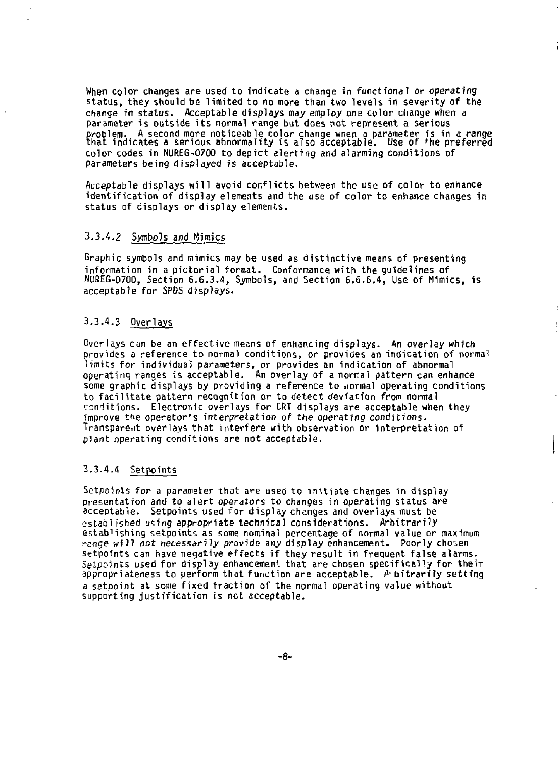When color changes are used to indicate a change in functional or operating status, they should be limited to no more than two levels in severity of the change in status. Acceptable displays may employ one color change when a parameter is outside its normal range but does not represent a serious problem. A second more noticeable color change when a parameter is in a range that indicates a serious abnormality is also acceptable. Use of the preferred color codes in NUREG-0700 to depict alerting and alarming conditions of parameters being displayed is acceptable.

Acceptable displays will avoid conflicts between the use of color to enhance identification of display elements and the use of color to enhance changes in status of displays or display elements.

#### 3.3.4.2 *Symbols and Mimics*

Graphic symbols and mimics may be used as distinctive means of presenting information in a pictorial format. Conformance with the guidelines of NUREG-0700, Section 6.6.3.4, Symbols, and Section 6.6.6.4, Use of Mimics, is acceptable for SPDS displays.

#### 3.3.4.3 Overlays

Overlays can be an effective means of enhancing displays. An overlay which provides a reference to normal conditions, or provides an indication of normal limits for individual parameters, or provides an indication of abnormal operating ranges is acceptable. An overlay of a normal pattern can enhance some graphic displays by providing a reference to normal operating conditions to facilitate pattern recognition or to detect deviation from normal conditions. Electronic overlays for CRT displays are acceptable when they improve the operator's interpretation of the operating conditions. Transparent overlays that interfere with observation or interpretation of plant operating conditions are not acceptable.

#### 3.3.4.4 Setpoints

Setpoints for a parameter that are used to initiate changes in display presentation and to alert operators to changes in operating status are acceptable. Setpoints used for display changes and overlays must be established using appropriate technical considerations. Arbitrarily establishing setpoints as some nominal percentage of normal value or maximum range will not necessarily provide any display enhancement. Poorly chosen setpoints can have negative effects if they result in frequent false alarms. Setpoints used for display enhancement that are chosen specifically for their appropriateness to perform that function are acceptable. Arbitrarily setting a setpoint at some fixed fraction of the normal operating value without supporting justification is not acceptable.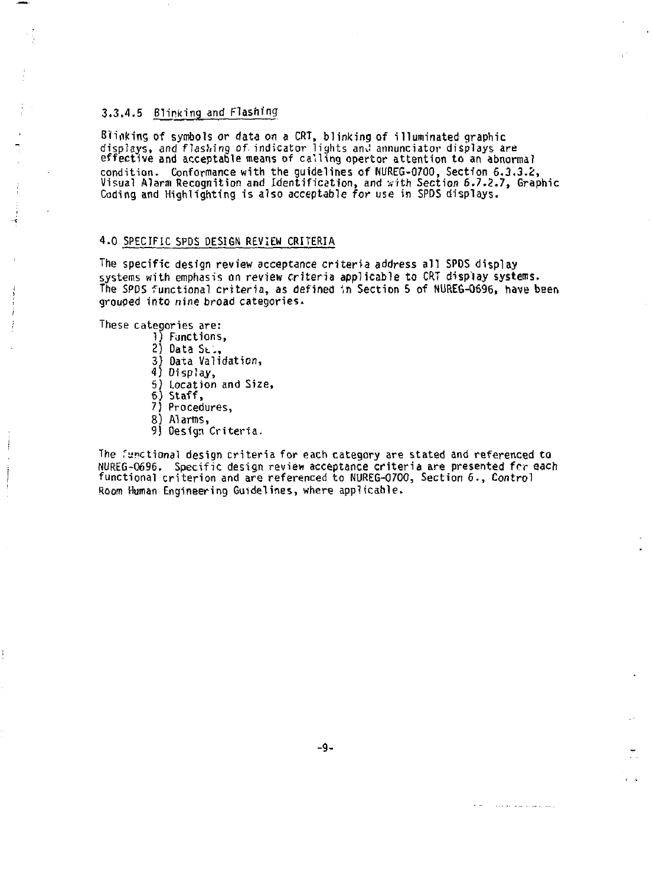### 3.3.4.5 Blinking and Flashing

Blinking of symbols or data on a CRT, blinking of illuminated graphic displays, and flashing of indicator lights and annunciator displays are effective and acceptable means of calling opertor attention to an abnormal condition. Conformance with the guidelines of NUREG-0700, Section 6.3.3.2, Visual Alarm Recognition and Identification, and with Section 6.7.2.7, Graphic Coding and Highlighting is also acceptable for use in SPDS displays.

## 4.0 SPECIFIC SPDS DESIGN REVIEW CRITERIA

The specific design review acceptance criteria address all SPDS display systems with emphasis on review criteria applicable to CRT display systems. The SPDS functional criteria, as defined in Section 5 of NUREG-0696, have been grouped into nine broad categories.

These categories are:

1) Functions,
2) Data Set,
3) Data Validation,
4) Display,
5) Location and Size,
6) Staff,
7) Procedures,
8) Alarms,
9) Design Criteria.

The functional design criteria for each category are stated and referenced to NUREG-0696. Specific design review acceptance criteria are presented for each functional criterion and are referenced to NUREG-0700, Section 6., Control Room Human Engineering Guidelines, where applicable.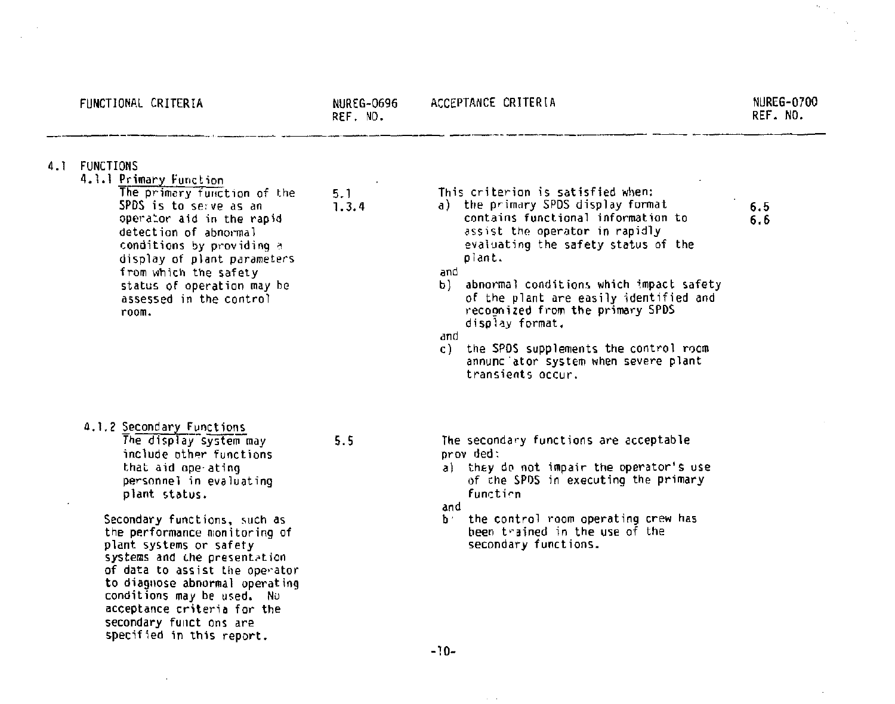| FUNCTIONAL CRITERIA | NUREG-0696 REF. NO. | ACCEPTANCE CRITERIA | NUREG-0700 REF. NO. |
|---|---|---|---|
| **4.1 FUNCTIONS** | | | |
| **4.1.1 Primary Function** The primary function of the SPDS is to serve as an operator aid in the rapid detection of abnormal conditions by providing a display of plant parameters from which the safety status of operation may be assessed in the control room. | 5.1 1.3.4 | This criterion is satisfied when: a) the primary SPDS display format contains functional information to assist the operator in rapidly evaluating the safety status of the plant. and b) abnormal conditions which impact safety of the plant are easily identified and recognized from the primary SPDS display format. and c) the SPDS supplements the control room annunciator system when severe plant transients occur. | 6.5 6.6 |
| **4.1.2 Secondary Functions** The display system may include other functions that aid operating personnel in evaluating plant status. Secondary functions, such as the performance monitoring of plant systems or safety systems and the presentation of data to assist the operator to diagnose abnormal operating conditions may be used. No acceptance criteria for the secondary functions are specified in this report. | 5.5 | The secondary functions are acceptable provided: a) they do not impair the operator's use of the SPDS in executing the primary function and b) the control room operating crew has been trained in the use of the secondary functions. | |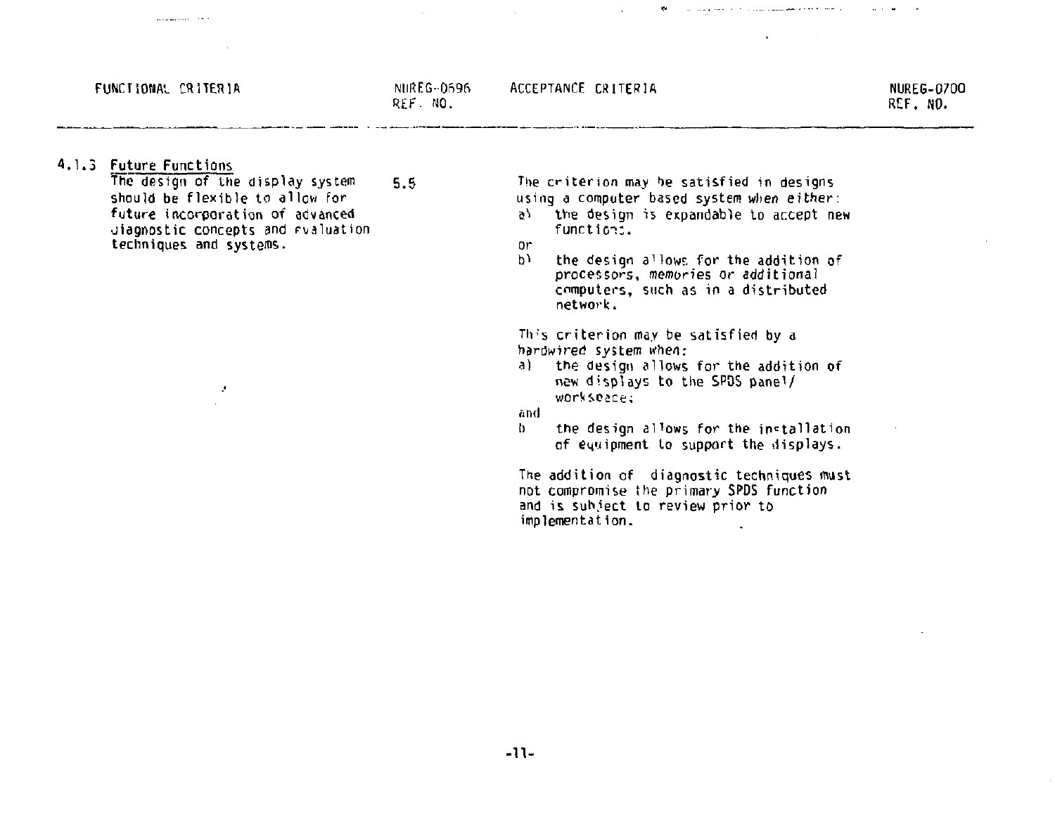| FUNCTIONAL CRITERIA | NUREG-0696 REF. NO. | ACCEPTANCE CRITERIA | NUREG-0700 REF. NO. |
|---|---|---|---|
| 4.1.3 <u>Future Functions</u><br>The design of the display system should be flexible to allow for future incorporation of advanced diagnostic concepts and evaluation techniques and systems. | 5.5 | The criterion may be satisfied in designs using a computer based system when either:<br>a) the design is expandable to accept new functions.<br>or<br>b) the design allows for the addition of processors, memories or additional computers, such as in a distributed network.<br><br>This criterion may be satisfied by a hardwired system when:<br>a) the design allows for the addition of new displays to the SPDS panel/workspace;<br>and<br>b) the design allows for the installation of equipment to support the displays.<br><br>The addition of diagnostic techniques must not compromise the primary SPDS function and is subject to review prior to implementation. | |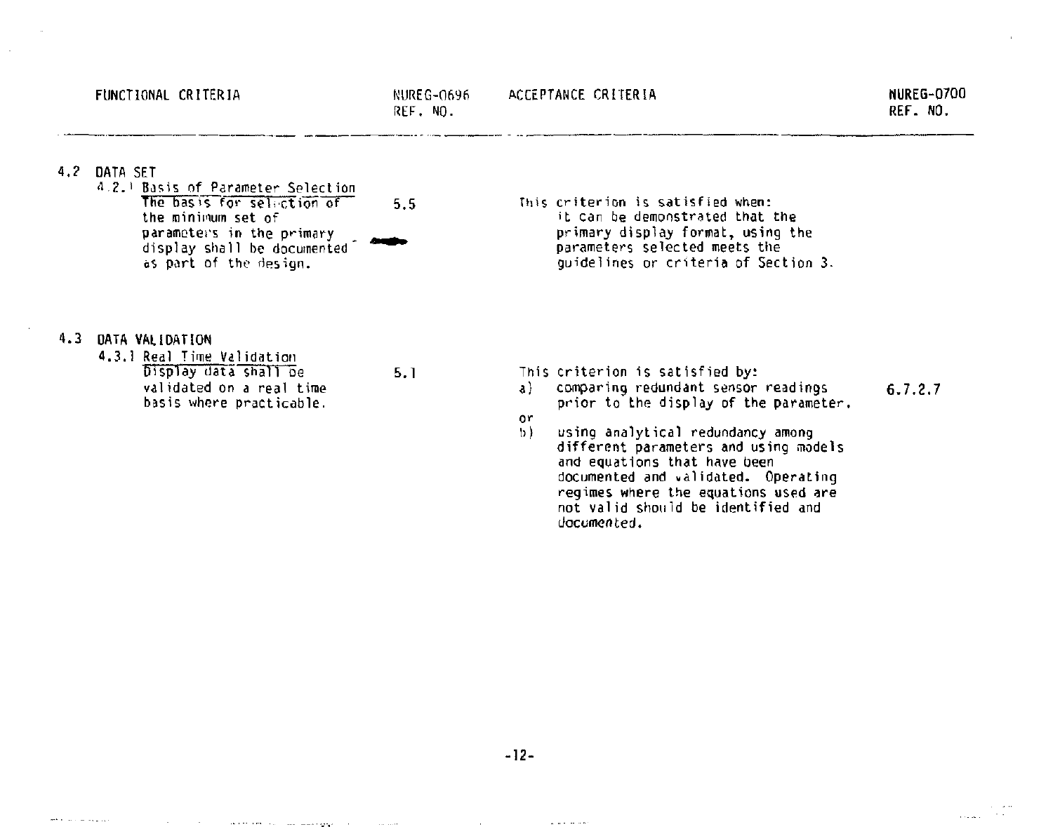| FUNCTIONAL CRITERIA | NUREG-0696 REF. NO. | ACCEPTANCE CRITERIA | NUREG-0700 REF. NO. |
|---|---|---|---|
| **4.2 DATA SET** | | | |
| 4.2.1 Basis of Parameter Selection<br>The basis for selection of the minimum set of parameters in the primary display shall be documented as part of the design. | 5.5 | This criterion is satisfied when:<br>it can be demonstrated that the primary display format, using the parameters selected meets the guidelines or criteria of Section 3. | |
| **4.3 DATA VALIDATION** | | | |
| 4.3.1 Real Time Validation<br>Display data shall be validated on a real time basis where practicable. | 5.1 | This criterion is satisfied by:<br>a) comparing redundant sensor readings prior to the display of the parameter.<br>or<br>b) using analytical redundancy among different parameters and using models and equations that have been documented and validated. Operating regimes where the equations used are not valid should be identified and documented. | 6.7.2.7 |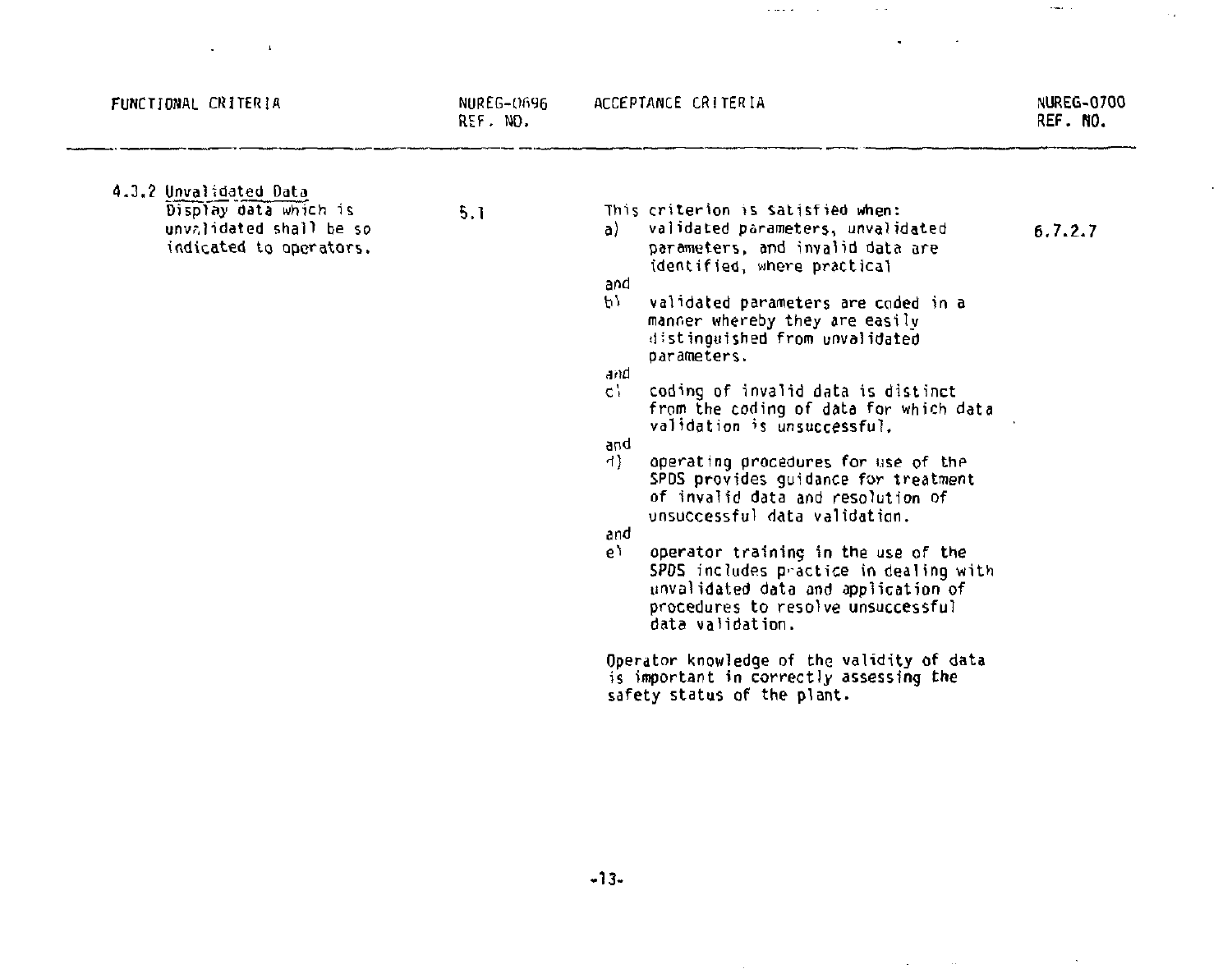| FUNCTIONAL CRITERIA | NUREG-0696 REF. NO. | ACCEPTANCE CRITERIA | NUREG-0700 REF. NO. |
|---|---|---|---|
| 4.3.2 Unvalidated Data<br>Display data which is unvalidated shall be so indicated to operators. | 5.1 | This criterion is satisfied when:<br>a) validated parameters, unvalidated parameters, and invalid data are identified, where practical<br>and<br>b) validated parameters are coded in a manner whereby they are easily distinguished from unvalidated parameters.<br>and<br>c) coding of invalid data is distinct from the coding of data for which data validation is unsuccessful.<br>and<br>d) operating procedures for use of the SPDS provides guidance for treatment of invalid data and resolution of unsuccessful data validation.<br>and<br>e) operator training in the use of the SPDS includes practice in dealing with unvalidated data and application of procedures to resolve unsuccessful data validation.<br><br>Operator knowledge of the validity of data is important in correctly assessing the safety status of the plant. | 6.7.2.7 |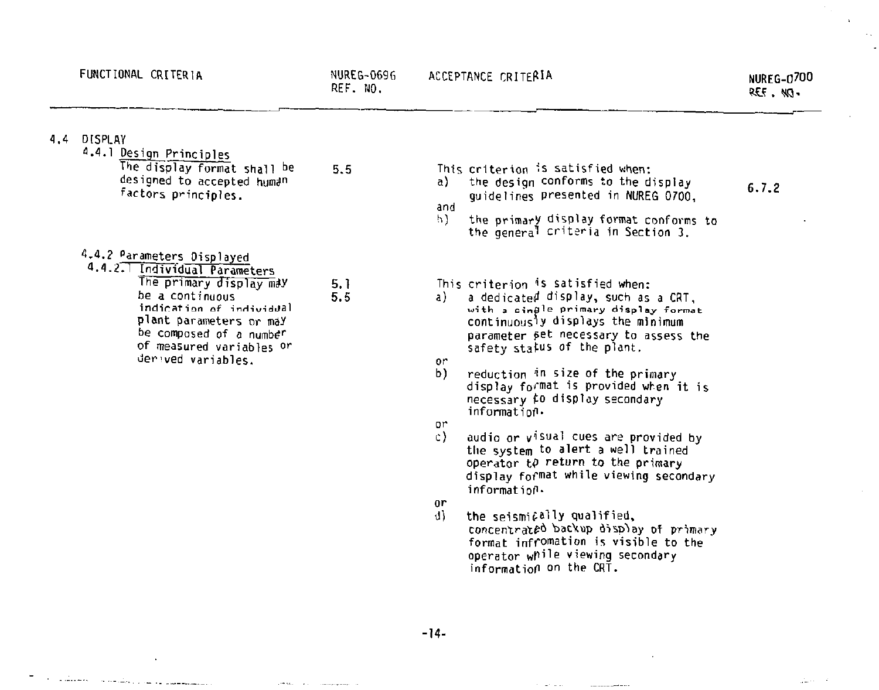| FUNCTIONAL CRITERIA | NUREG-0696 REF. NO. | ACCEPTANCE CRITERIA | NUREG-0700 REF. NO. |
|---|---|---|---|
| **4.4 DISPLAY** | | | |
| **4.4.1 Design Principles**<br>The display format shall be designed to accepted human factors principles. | 5.5 | This criterion is satisfied when:<br>a) the design conforms to the display guidelines presented in NUREG 0700,<br>and<br>b) the primary display format conforms to the general criteria in Section 3. | 6.7.2 |
| **4.4.2 Parameters Displayed** | | | |
| **4.4.2.1 Individual Parameters**<br>The primary display may be a continuous indication of individual plant parameters or may be composed of a number of measured variables or derived variables. | 5.1<br>5.5 | This criterion is satisfied when:<br>a) a dedicated display, such as a CRT, with a single primary display format continuously displays the minimum parameter set necessary to assess the safety status of the plant.<br>or<br>b) reduction in size of the primary display format is provided when it is necessary to display secondary information.<br>or<br>c) audio or visual cues are provided by the system to alert a well trained operator to return to the primary display format while viewing secondary information.<br>or<br>d) the seismically qualified, concentrated backup display of primary format infromation is visible to the operator while viewing secondary information on the CRT. | |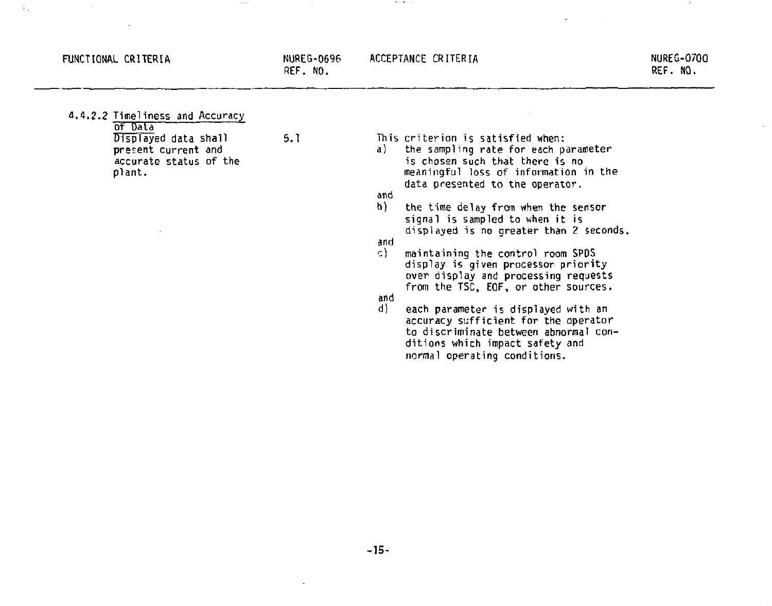| FUNCTIONAL CRITERIA | NUREG-0696 REF. NO. | ACCEPTANCE CRITERIA | NUREG-0700 REF. NO. |
|---|---|---|---|
| 4.4.2.2 Timeliness and Accuracy of Data<br>Displayed data shall present current and accurate status of the plant. | 5.1 | This criterion is satisfied when:<br>a) the sampling rate for each parameter is chosen such that there is no meaningful loss of information in the data presented to the operator.<br>and<br>b) the time delay from when the sensor signal is sampled to when it is displayed is no greater than 2 seconds.<br>and<br>c) maintaining the control room SPDS display is given processor priority over display and processing requests from the TSC, EOF, or other sources.<br>and<br>d) each parameter is displayed with an accuracy sufficient for the operator to discriminate between abnormal conditions which impact safety and normal operating conditions. | |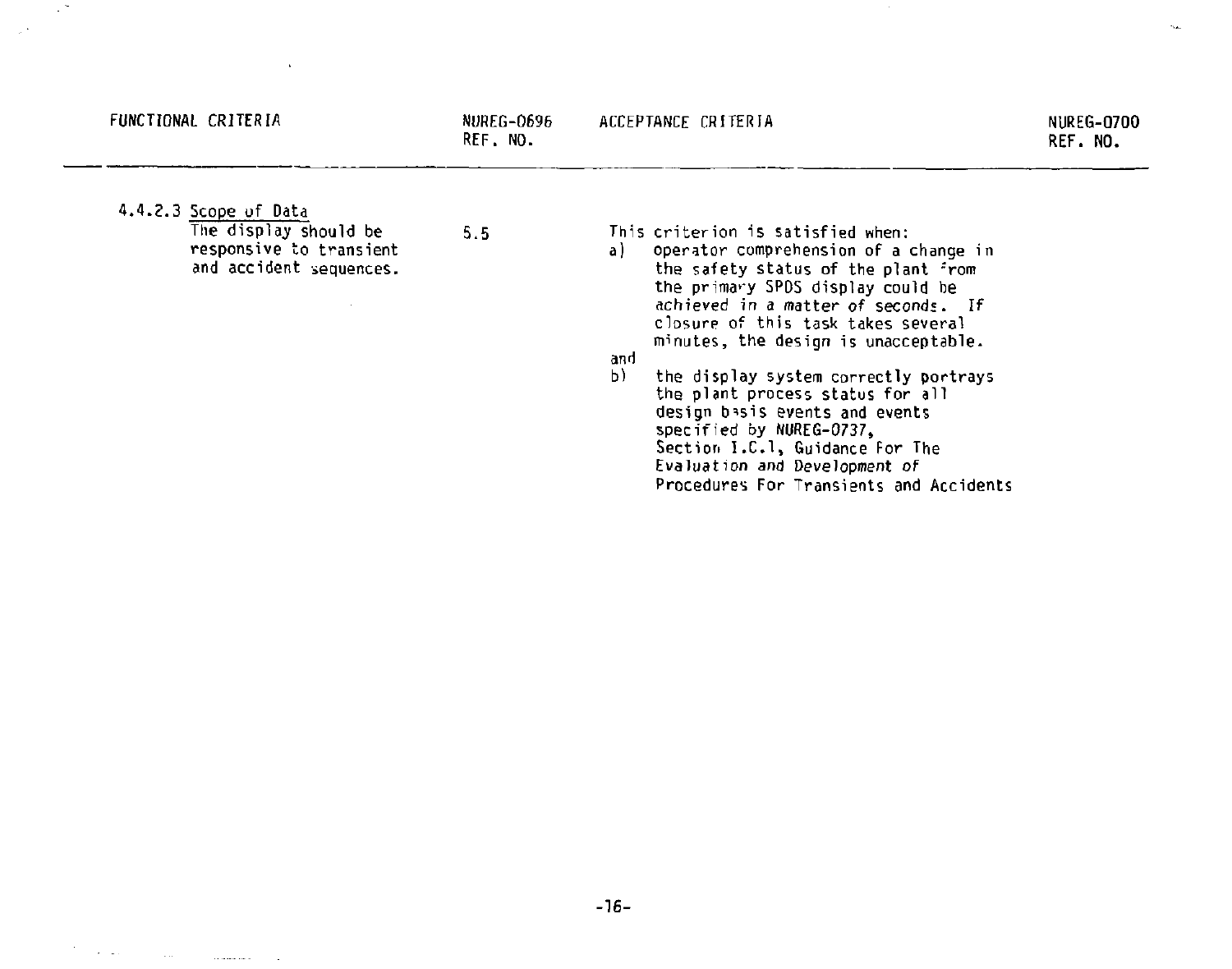| FUNCTIONAL CRITERIA | NUREG-0696 REF. NO. | ACCEPTANCE CRITERIA | NUREG-0700 REF. NO. |
|---|---|---|---|
| 4.4.2.3 Scope of Data<br>The display should be responsive to transient and accident sequences. | 5.5 | This criterion is satisfied when:<br>a) operator comprehension of a change in the safety status of the plant from the primary SPDS display could be achieved in a matter of seconds. If closure of this task takes several minutes, the design is unacceptable.<br>and<br>b) the display system correctly portrays the plant process status for all design basis events and events specified by NUREG-0737, Section I.C.1, Guidance For The Evaluation and Development of Procedures For Transients and Accidents | |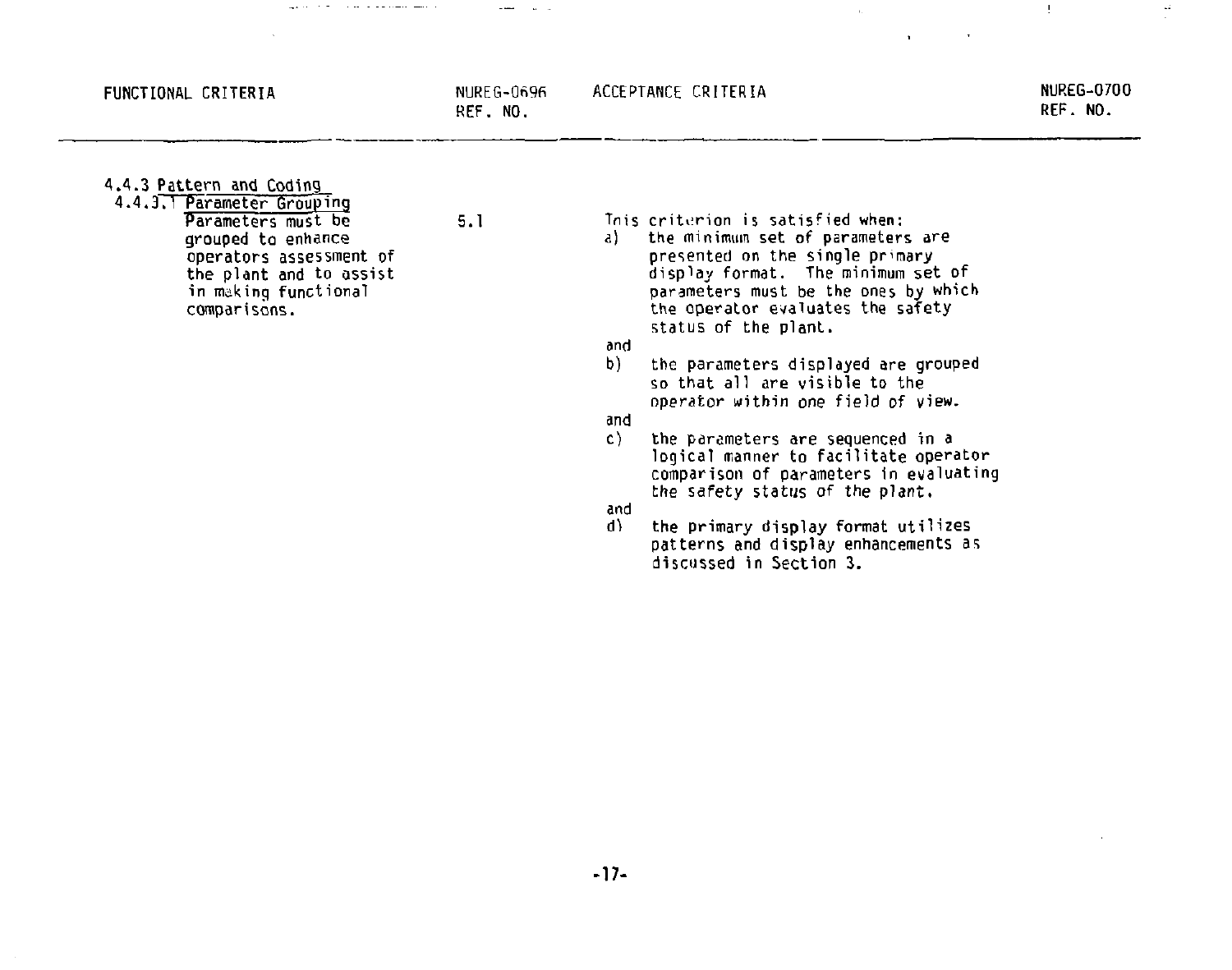| FUNCTIONAL CRITERIA | NUREG-0696 REF. NO. | ACCEPTANCE CRITERIA | NUREG-0700 REF. NO. |
|---|---|---|---|
| 4.4.3 Pattern and Coding<br>4.4.3.1 Parameter Grouping<br>Parameters must be grouped to enhance operators assessment of the plant and to assist in making functional comparisons. | 5.1 | This criterion is satisfied when:<br>a) the minimum set of parameters are presented on the single primary display format. The minimum set of parameters must be the ones by which the operator evaluates the safety status of the plant.<br>and<br>b) the parameters displayed are grouped so that all are visible to the operator within one field of view.<br>and<br>c) the parameters are sequenced in a logical manner to facilitate operator comparison of parameters in evaluating the safety status of the plant.<br>and<br>d) the primary display format utilizes patterns and display enhancements as discussed in Section 3. | |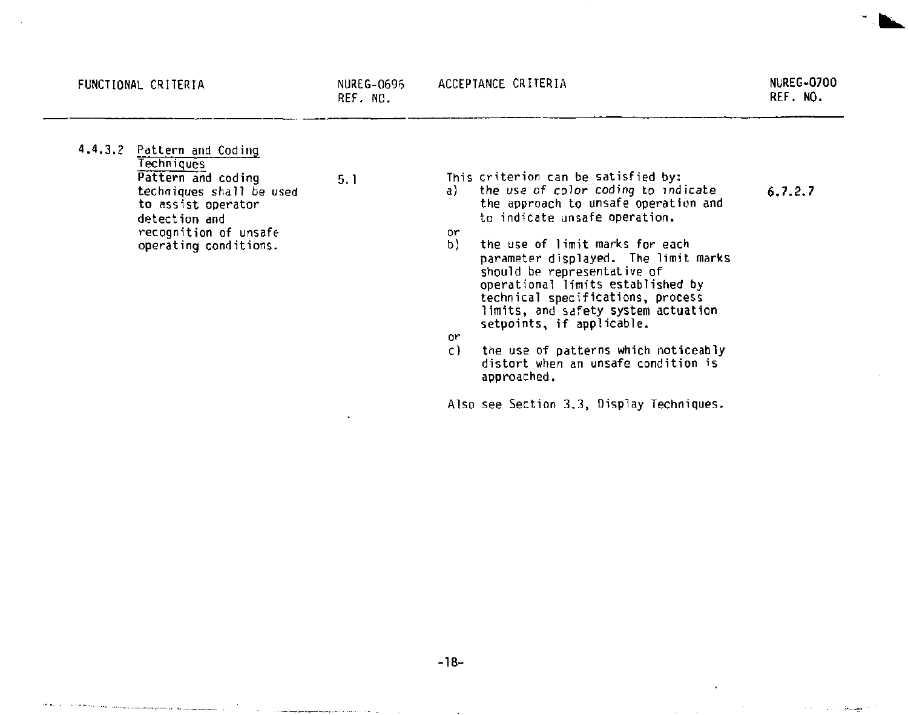| FUNCTIONAL CRITERIA | NUREG-0696 REF. NO. | ACCEPTANCE CRITERIA | NUREG-0700 REF. NO. |
|---|---|---|---|
| 4.4.3.2 <u>Pattern and Coding Techniques</u><br>Pattern and coding techniques shall be used to assist operator detection and recognition of unsafe operating conditions. | 5.1 | This criterion can be satisfied by:<br>a) the use of color coding to indicate the approach to unsafe operation and to indicate unsafe operation.<br>or<br>b) the use of limit marks for each parameter displayed. The limit marks should be representative of operational limits established by technical specifications, process limits, and safety system actuation setpoints, if applicable.<br>or<br>c) the use of patterns which noticeably distort when an unsafe condition is approached.<br><br>Also see Section 3.3, Display Techniques. | 6.7.2.7 |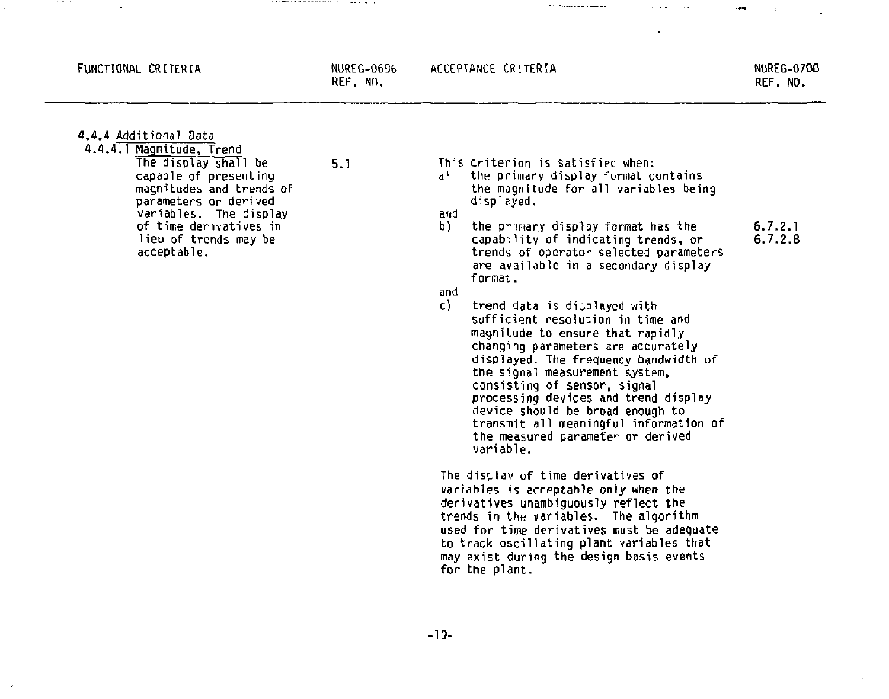| FUNCTIONAL CRITERIA | NUREG-0696 REF. NO. | ACCEPTANCE CRITERIA | NUREG-0700 REF. NO. |
|---|---|---|---|
| 4.4.4 Additional Data<br>4.4.4.1 Magnitude, Trend<br>The display shall be capable of presenting magnitudes and trends of parameters or derived variables. The display of time derivatives in lieu of trends may be acceptable. | 5.1 | This criterion is satisfied when:<br>a) the primary display format contains the magnitude for all variables being displayed.<br>and<br>b) the primary display format has the capability of indicating trends, or trends of operator selected parameters are available in a secondary display format.<br>and<br>c) trend data is displayed with sufficient resolution in time and magnitude to ensure that rapidly changing parameters are accurately displayed. The frequency bandwidth of the signal measurement system, consisting of sensor, signal processing devices and trend display device should be broad enough to transmit all meaningful information of the measured parameter or derived variable.<br><br>The display of time derivatives of variables is acceptable only when the derivatives unambiguously reflect the trends in the variables. The algorithm used for time derivatives must be adequate to track oscillating plant variables that may exist during the design basis events for the plant. | 6.7.2.1<br>6.7.2.8 |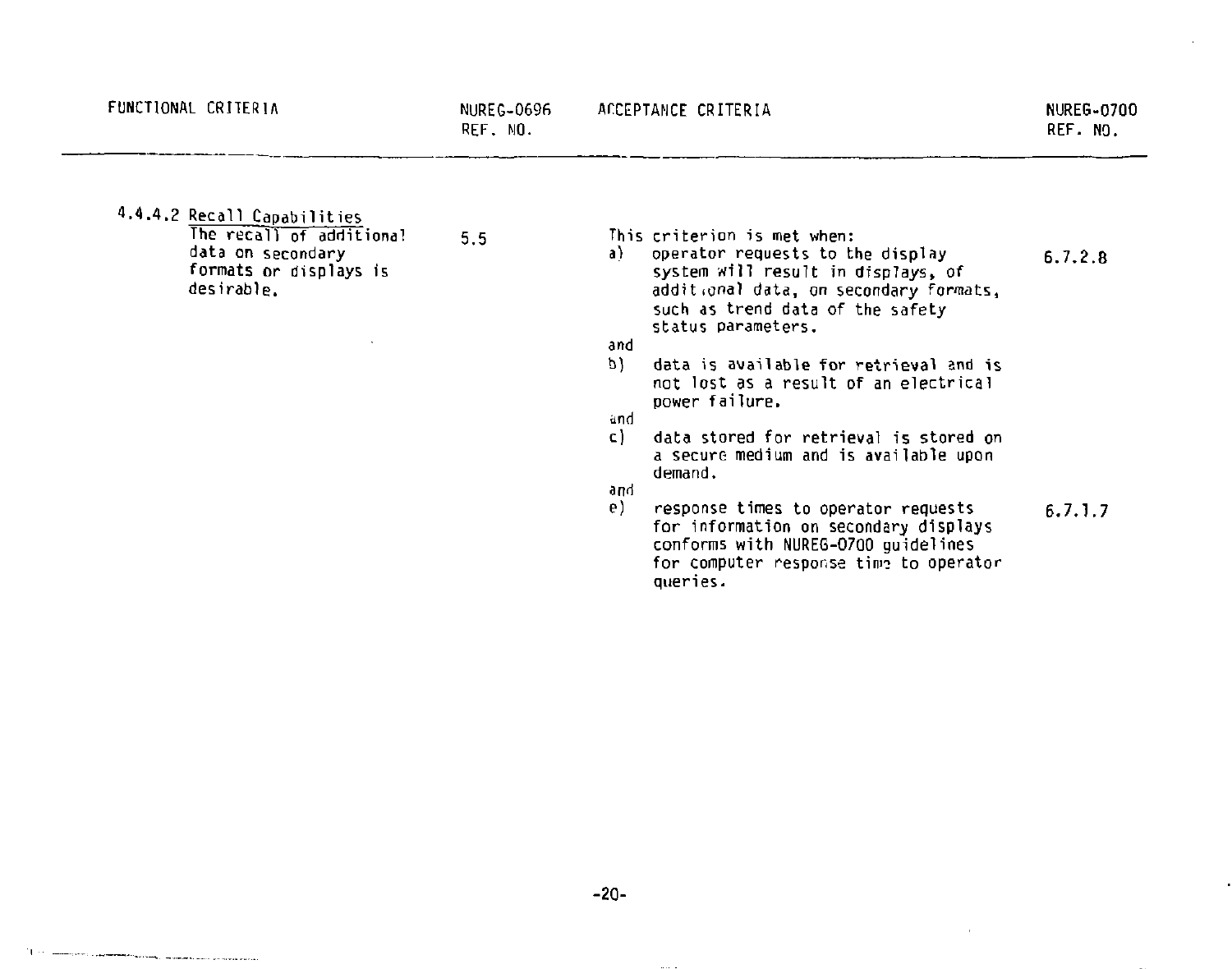| FUNCTIONAL CRITERIA | NUREG-0696 REF. NO. | ACCEPTANCE CRITERIA | NUREG-0700 REF. NO. |
|---|---|---|---|
| 4.4.4.2 Recall Capabilities<br>The recall of additional data on secondary formats or displays is desirable. | 5.5 | This criterion is met when:<br>a) operator requests to the display system will result in displays, of additional data, on secondary formats, such as trend data of the safety status parameters. | 6.7.2.8 |
| | | and<br>b) data is available for retrieval and is not lost as a result of an electrical power failure. | |
| | | and<br>c) data stored for retrieval is stored on a secure medium and is available upon demand. | |
| | | and<br>e) response times to operator requests for information on secondary displays conforms with NUREG-0700 guidelines for computer response time to operator queries. | 6.7.1.7 |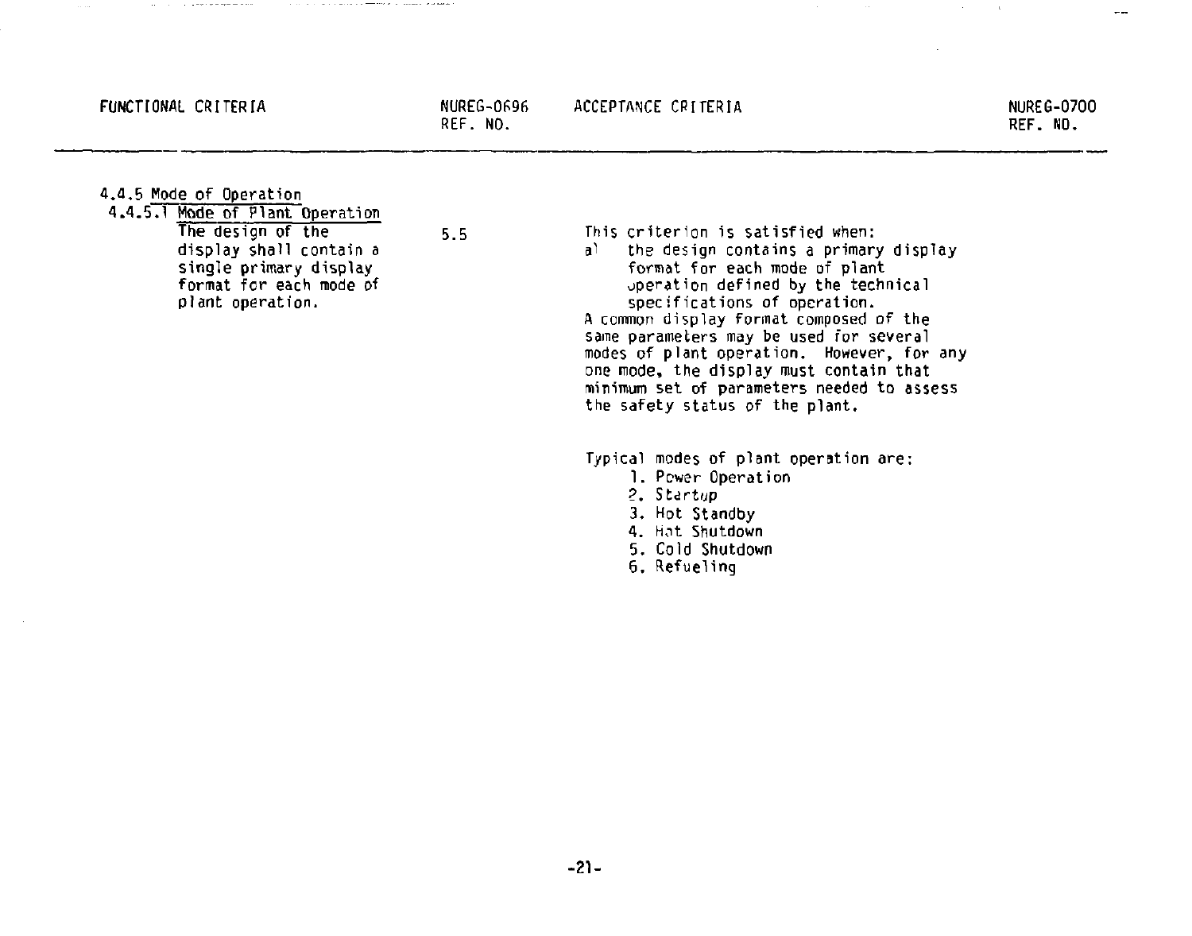| FUNCTIONAL CRITERIA | NUREG-0696 REF. NO. | ACCEPTANCE CRITERIA | NUREG-0700 REF. NO. |
|---|---|---|---|
| 4.4.5 Mode of Operation<br>4.4.5.1 Mode of Plant Operation<br>The design of the display shall contain a single primary display format for each mode of plant operation. | 5.5 | This criterion is satisfied when:<br>a) the design contains a primary display format for each mode of plant operation defined by the technical specifications of operation.<br>A common display format composed of the same parameters may be used for several modes of plant operation. However, for any one mode, the display must contain that minimum set of parameters needed to assess the safety status of the plant.<br><br>Typical modes of plant operation are:<br>1. Power Operation<br>2. Startup<br>3. Hot Standby<br>4. Hot Shutdown<br>5. Cold Shutdown<br>6. Refueling | |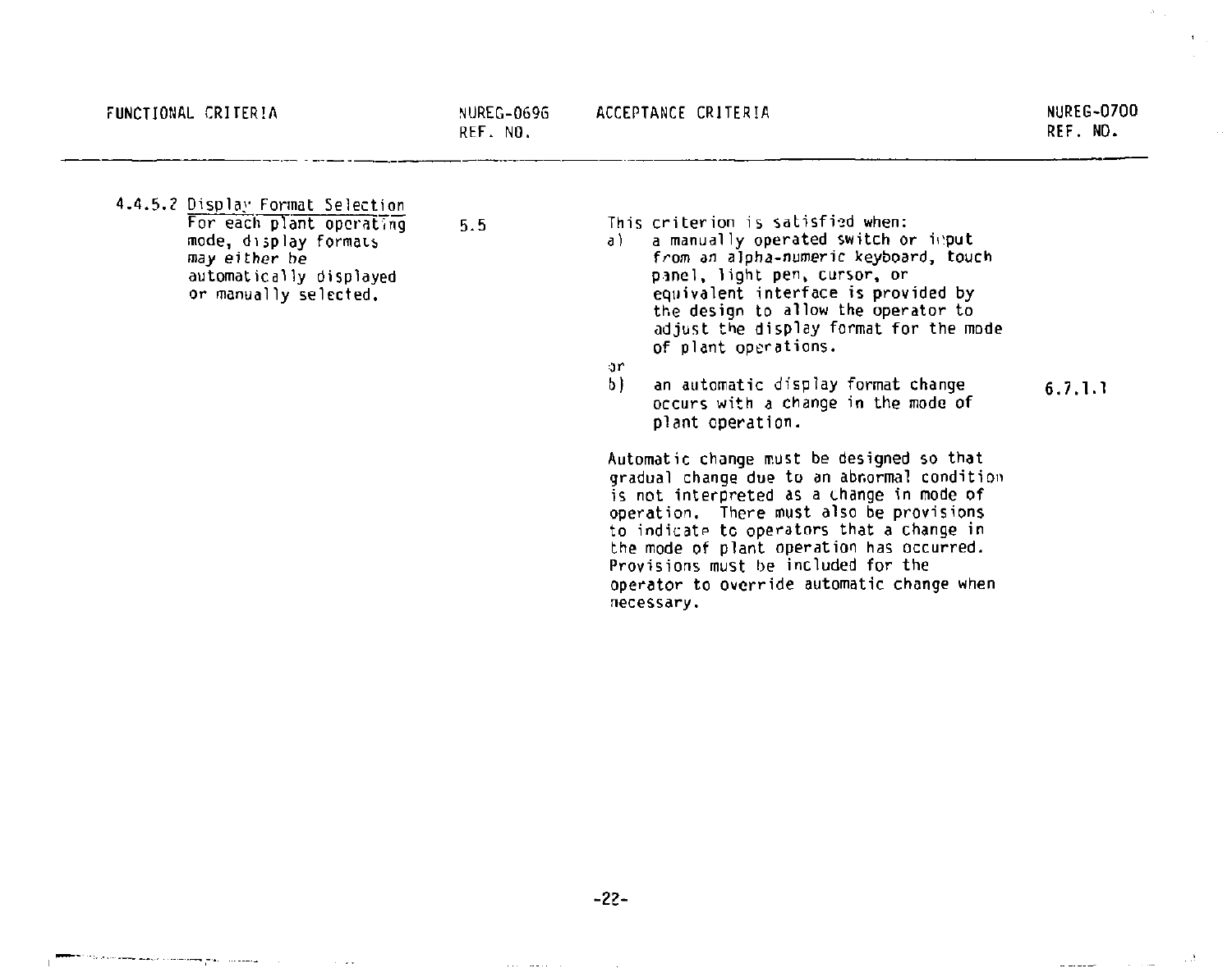| FUNCTIONAL CRITERIA | NUREG-0696 REF. NO. | ACCEPTANCE CRITERIA | NUREG-0700 REF. NO. |
|---|---|---|---|
| 4.4.5.2 Display Format Selection<br>For each plant operating mode, display formats *may either be* automatically displayed or manually selected. | 5.5 | This criterion is satisfied when:<br>a) a manually operated switch or input from an alpha-numeric keyboard, touch panel, light pen, cursor, or equivalent interface is provided by the design to allow the operator to adjust the display format for the mode of plant operations.<br>or<br>b) an automatic display format change occurs with a change in the mode of plant operation.<br><br>Automatic change must be designed so that gradual change due to an abnormal condition is not interpreted as a change in mode of operation. There must also be provisions to indicate to operators that a change in the mode of plant operation has occurred. Provisions must be included for the operator to override automatic change when necessary. | 6.7.1.1 |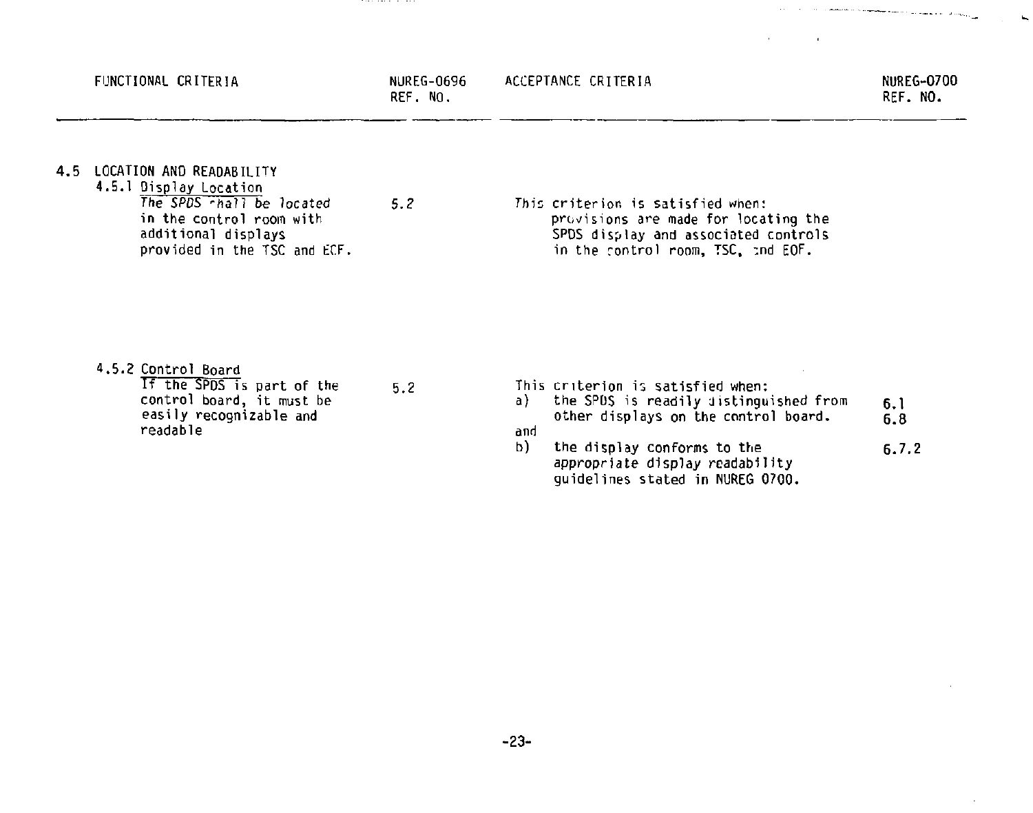| FUNCTIONAL CRITERIA | NUREG-0696 REF. NO. | ACCEPTANCE CRITERIA | NUREG-0700 REF. NO. |
|---|---|---|---|
| **4.5 LOCATION AND READABILITY** | | | |
| 4.5.1 Display Location<br>*The SPDS shall be located* in the control room with additional displays provided in the TSC and EOF. | 5.2 | This criterion is satisfied when: provisions are made for locating the SPDS display and associated controls in the control room, TSC, and EOF. | |
| 4.5.2 Control Board<br>If the SPDS is part of the control board, it must be easily recognizable and readable | 5.2 | This criterion is satisfied when:<br>a) the SPDS is readily distinguished from other displays on the control board.<br>and<br>b) the display conforms to the appropriate display readability guidelines stated in NUREG 0700. | 6.1<br>6.8<br><br>6.7.2 |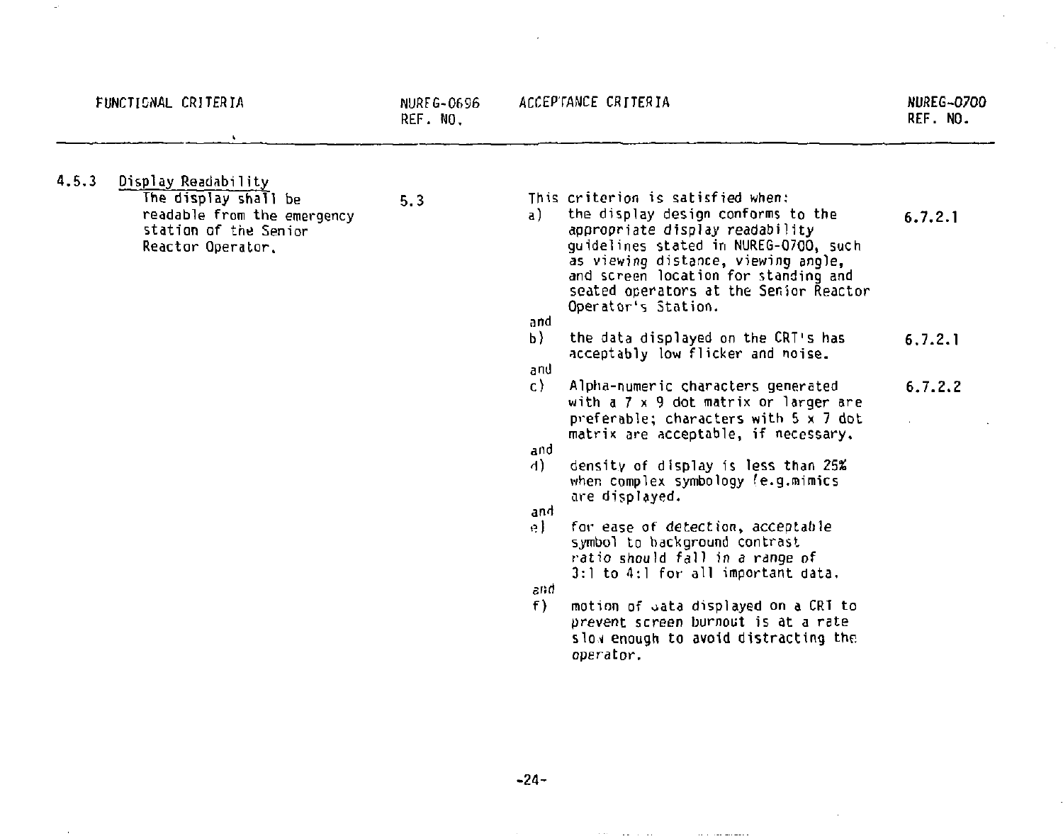| FUNCTIONAL CRITERIA | NUREG-0696 REF. NO. | ACCEPTANCE CRITERIA | NUREG-0700 REF. NO. |
|---|---|---|---|
| 4.5.3 Display Readability<br>The display shall be readable from the emergency station of the Senior Reactor Operator. | 5.3 | This criterion is satisfied when:<br>a) the display design conforms to the appropriate display readability guidelines stated in NUREG-0700, such as viewing distance, viewing angle, and screen location for standing and seated operators at the Senior Reactor Operator's Station. | 6.7.2.1 |
| | | and<br>b) the data displayed on the CRT's has acceptably low flicker and noise. | 6.7.2.1 |
| | | and<br>c) Alpha-numeric characters generated with a 7 x 9 dot matrix or larger are preferable; characters with 5 x 7 dot matrix are acceptable, if necessary. | 6.7.2.2 |
| | | and<br>d) density of display is less than 25% when complex symbology (e.g.mimics are displayed. | |
| | | and<br>e) for ease of detection, acceptable symbol to background contrast ratio should fall in a range of 3:1 to 4:1 for all important data. | |
| | | and<br>f) motion of data displayed on a CRT to prevent screen burnout is at a rate slow enough to avoid distracting the operator. | |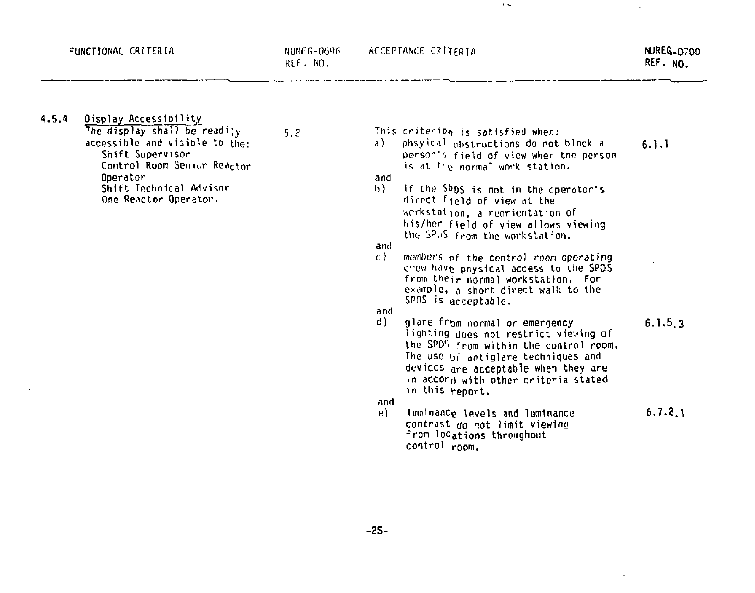| FUNCTIONAL CRITERIA | NUREG-0696 REF. NO. | ACCEPTANCE CRITERIA | NUREG-0700 REF. NO. |
|---|---|---|---|
| 4.5.4 Display Accessibility<br>The display shall be readily accessible and visible to the:<br>Shift Supervisor<br>Control Room Senior Reactor Operator<br>Shift Technical Advisor<br>One Reactor Operator. | 5.2 | This criterion is satisfied when:<br>a) physical obstructions do not block a person's field of view when the person is at the normal work station. | 6.1.1 |
| | | and<br>b) if the SPDS is not in the operator's direct field of view at the workstation, a reorientation of his/her field of view allows viewing the SPDS from the workstation. | |
| | | and<br>c) members of the control room operating crew have physical access to the SPDS from their normal workstation. For example, a short direct walk to the SPDS is acceptable. | |
| | | and<br>d) glare from normal or emergency lighting does not restrict viewing of the SPDS from within the control room. The use of antiglare techniques and devices are acceptable when they are in accord with other criteria stated in this report. | 6.1.5.3 |
| | | and<br>e) luminance levels and luminance contrast do not limit viewing from locations throughout control room. | 6.7.2.1 |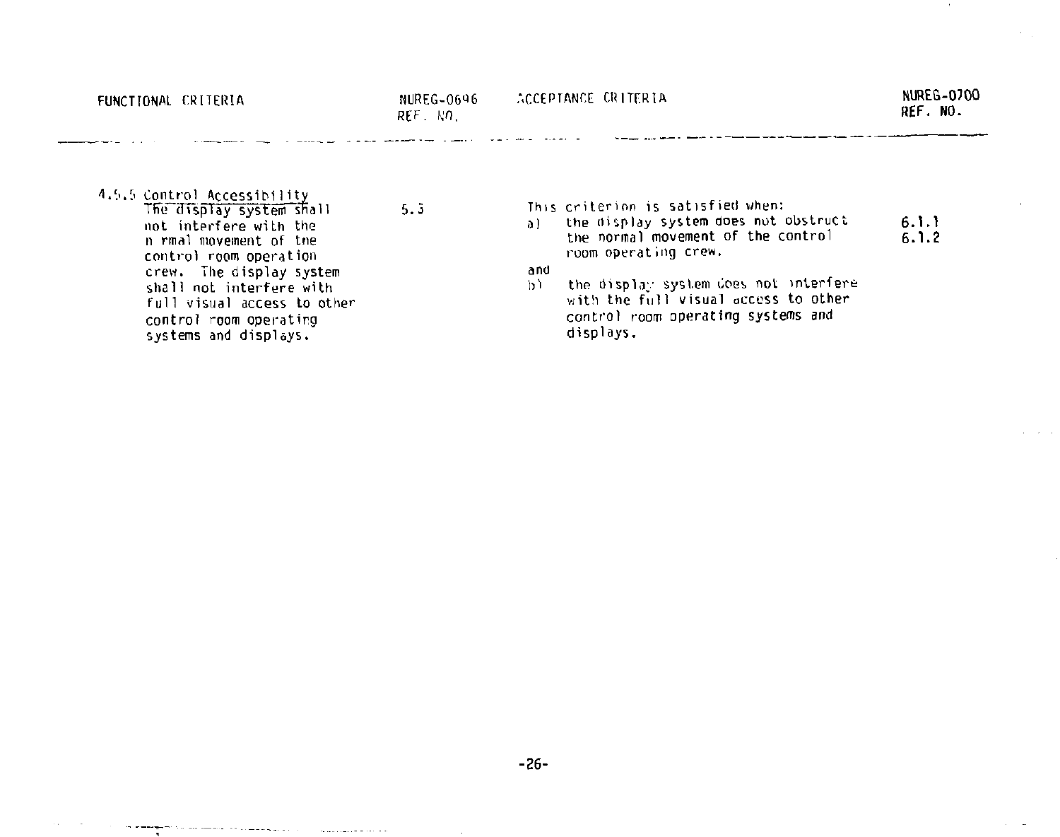| FUNCTIONAL CRITERIA | NUREG-0696 REF. NO. | ACCEPTANCE CRITERIA | NUREG-0700 REF. NO. |
|---|---|---|---|
| 4.5.5 Control Accessibility<br>The display system shall not interfere with the normal movement of the control room operation crew. The display system shall not interfere with full visual access to other control room operating systems and displays. | 5.3 | This criterion is satisfied when:<br>a) the display system does not obstruct the normal movement of the control room operating crew.<br>and<br>b) the display system does not interfere with the full visual access to other control room operating systems and displays. | 6.1.1<br>6.1.2 |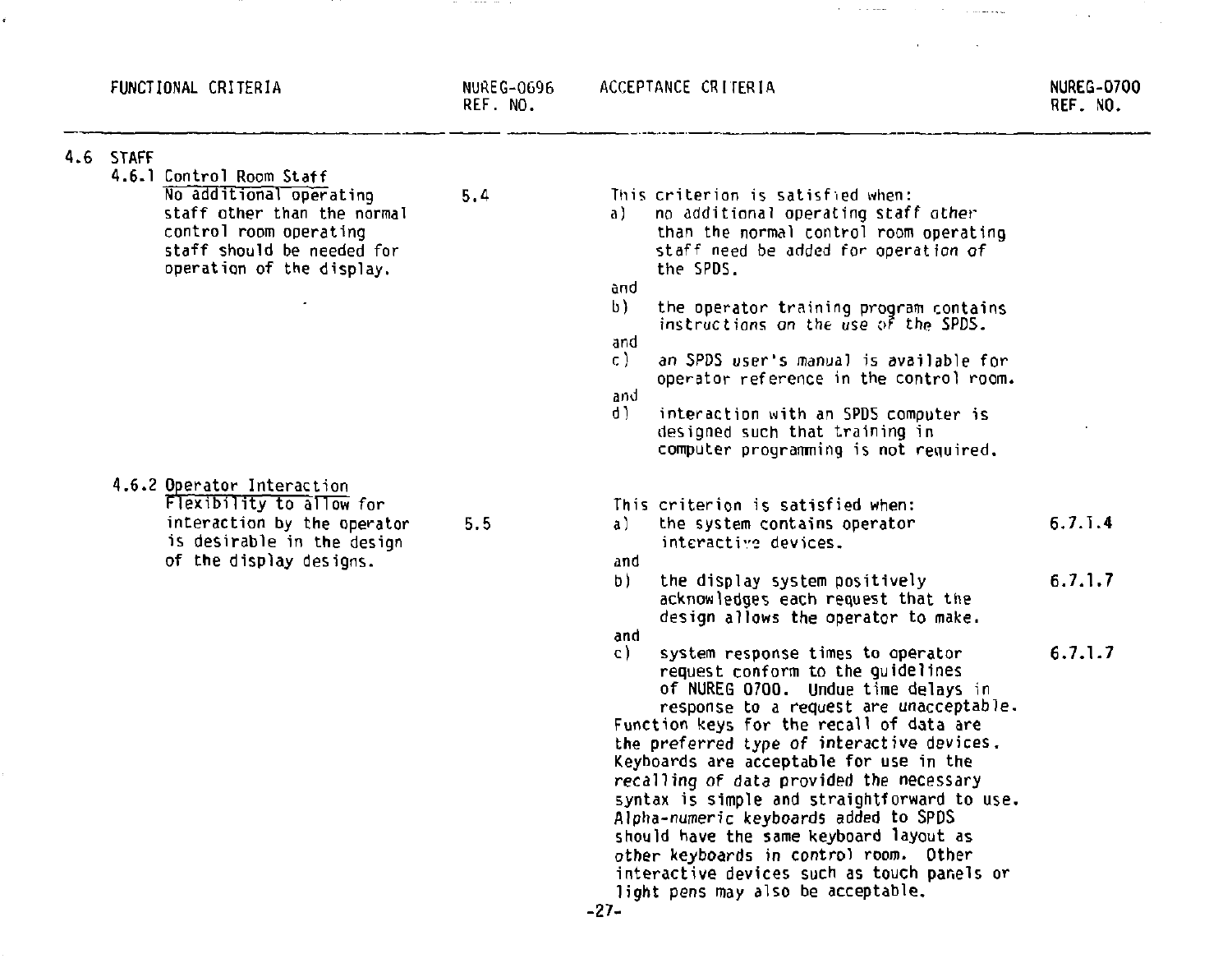| FUNCTIONAL CRITERIA | NUREG-0696 REF. NO. | ACCEPTANCE CRITERIA | NUREG-0700 REF. NO. |
|---|---|---|---|
| **4.6 STAFF** | | | |
| 4.6.1 Control Room Staff<br>No additional operating staff other than the normal control room operating staff should be needed for operation of the display. | 5.4 | This criterion is satisfied when:<br>a) no additional operating staff other than the normal control room operating staff need be added for operation of the SPDS.<br>and<br>b) the operator training program contains instructions on the use of the SPDS.<br>and<br>c) an SPDS user's manual is available for operator reference in the control room.<br>and<br>d) interaction with an SPDS computer is designed such that training in computer programming is not required. | |
| 4.6.2 Operator Interaction<br>Flexibility to allow for interaction by the operator is desirable in the design of the display designs. | 5.5 | This criterion is satisfied when:<br>a) the system contains operator interactive devices. | 6.7.1.4 |
| | | and<br>b) the display system positively acknowledges each request that the design allows the operator to make. | 6.7.1.7 |
| | | and<br>c) system response times to operator request conform to the guidelines of NUREG 0700. Undue time delays in response to a request are unacceptable.<br>Function keys for the recall of data are the preferred type of interactive devices. Keyboards are acceptable for use in the recalling of data provided the necessary syntax is simple and straightforward to use. Alpha-numeric keyboards added to SPDS should have the same keyboard layout as other keyboards in control room. Other interactive devices such as touch panels or light pens may also be acceptable. | 6.7.1.7 |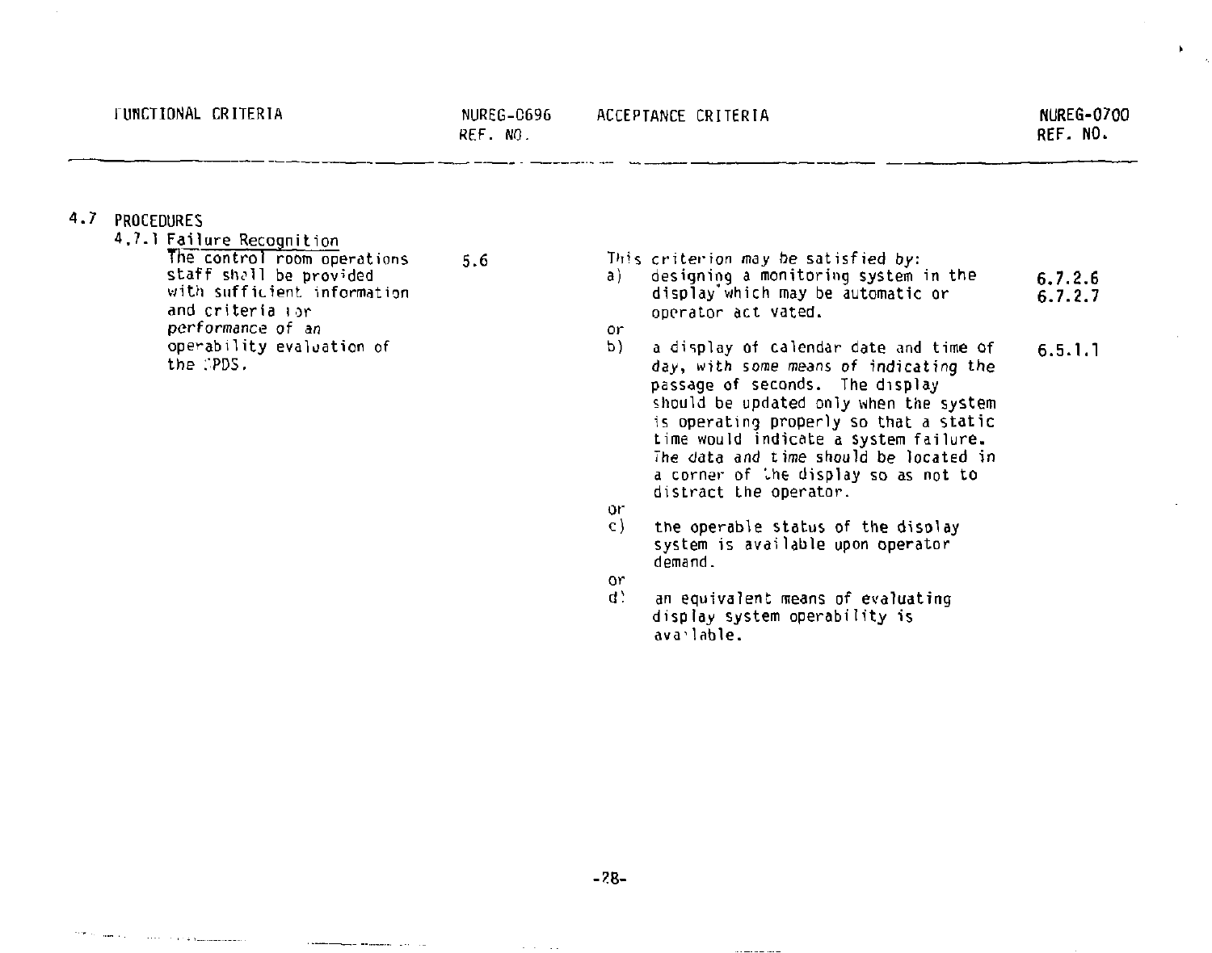| FUNCTIONAL CRITERIA | NUREG-0696 REF. NO. | ACCEPTANCE CRITERIA | NUREG-0700 REF. NO. |
|---|---|---|---|
| **4.7 PROCEDURES** | | | |
| 4.7.1 Failure Recognition<br>The control room operations staff shall be provided with sufficient information and criteria for performance of an operability evaluation of the SPDS. | 5.6 | This criterion may be satisfied by:<br>a) designing a monitoring system in the display which may be automatic or operator activated. | 6.7.2.6<br>6.7.2.7 |
| | | or<br>b) a display of calendar date and time of day, with some means of indicating the passage of seconds. The display should be updated only when the system is operating properly so that a static time would indicate a system failure. The data and time should be located in a corner of the display so as not to distract the operator. | 6.5.1.1 |
| | | or<br>c) the operable status of the display system is available upon operator demand. | |
| | | or<br>d) an equivalent means of evaluating display system operability is available. | |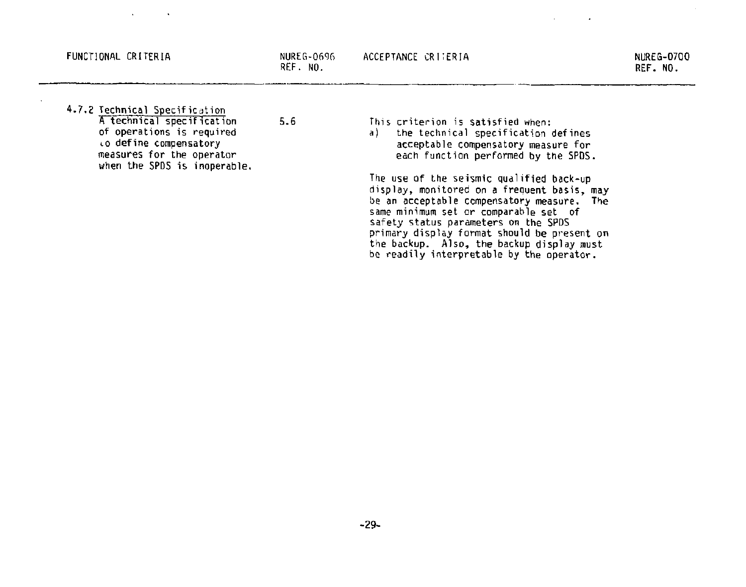| FUNCTIONAL CRITERIA | NUREG-0696 REF. NO. | ACCEPTANCE CRITERIA | NUREG-0700 REF. NO. |
|---|---|---|---|
| 4.7.2 Technical Specification<br>A technical specification of operations is required to define compensatory measures for the operator when the SPDS is inoperable. | 5.6 | This criterion is satisfied when:<br>a) the technical specification defines acceptable compensatory measure for each function performed by the SPDS.<br><br>The use of the seismic qualified back-up display, monitored on a frequent basis, may be an acceptable compensatory measure. The same minimum set or comparable set of safety status parameters on the SPDS primary display format should be present on the backup. Also, the backup display must be readily interpretable by the operator. | |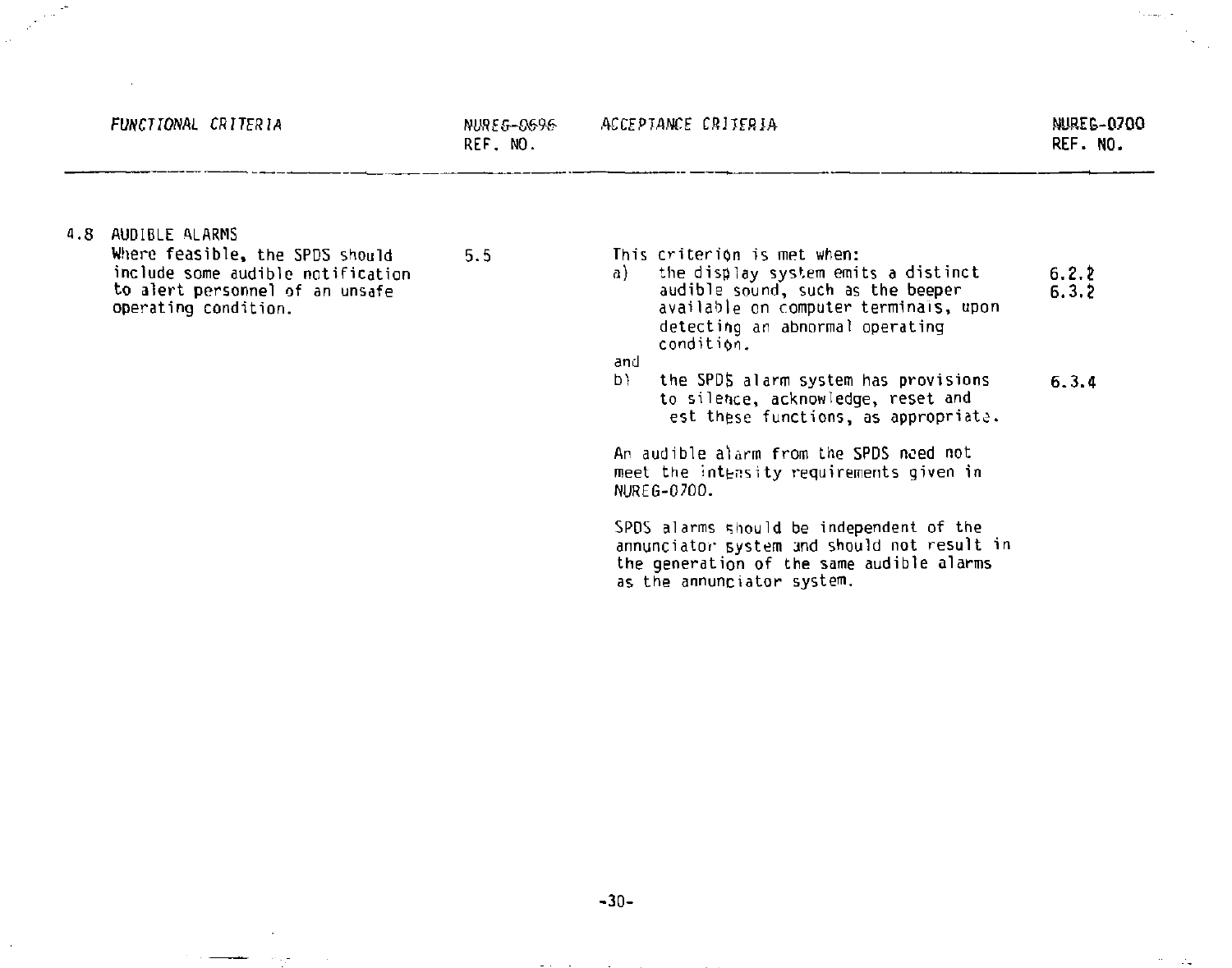| FUNCTIONAL CRITERIA | NUREG-0696 REF. NO. | ACCEPTANCE CRITERIA | NUREG-0700 REF. NO. |
|---|---|---|---|
| 4.8 AUDIBLE ALARMS<br>Where feasible, the SPDS should include some audible notification to alert personnel of an unsafe operating condition. | 5.5 | This criterion is met when:<br>a) the display system emits a distinct audible sound, such as the beeper available on computer terminals, upon detecting an abnormal operating condition. | 6.2.2<br>6.3.2 |
| | | and<br>b) the SPDS alarm system has provisions to silence, acknowledge, reset and est these functions, as appropriate. | 6.3.4 |
| | | An audible alarm from the SPDS need not meet the intensity requirements given in NUREG-0700. | |
| | | SPDS alarms should be independent of the annunciator system and should not result in the generation of the same audible alarms as the annunciator system. | |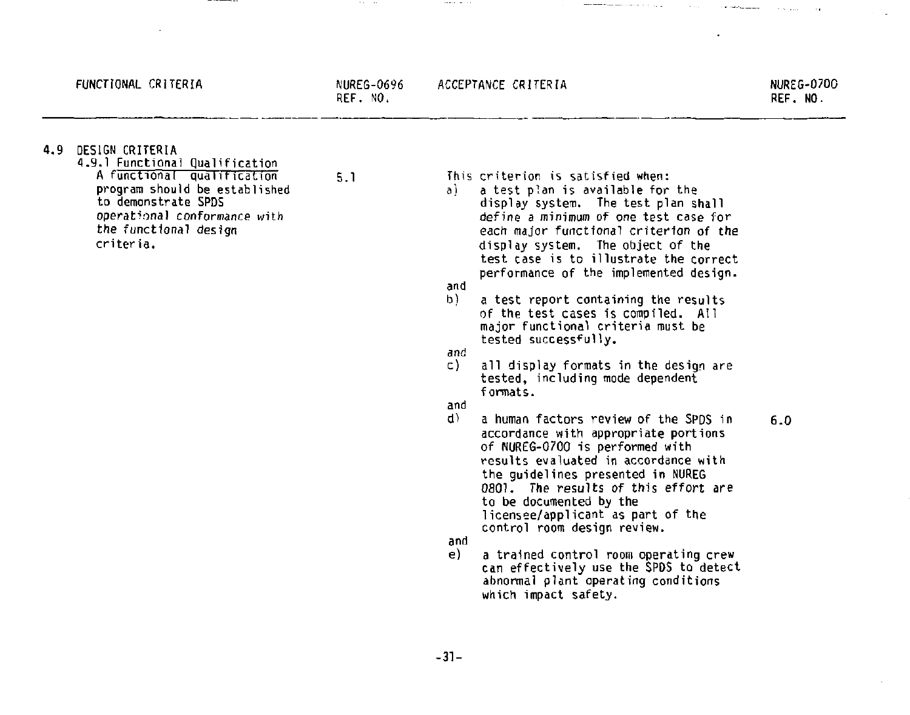| FUNCTIONAL CRITERIA | NUREG-0696 REF. NO. | ACCEPTANCE CRITERIA | NUREG-0700 REF. NO. |
|---|---|---|---|
| **4.9 DESIGN CRITERIA** | | | |
| 4.9.1 Functional Qualification<br>A functional qualification program should be established to demonstrate SPDS operational conformance with the functional design criteria. | 5.1 | This criterion is satisfied when:<br>a) a test plan is available for the display system. The test plan shall define a minimum of one test case for each major functional criterion of the display system. The object of the test case is to illustrate the correct performance of the implemented design.<br>and<br>b) a test report containing the results of the test cases is compiled. All major functional criteria must be tested successfully.<br>and<br>c) all display formats in the design are tested, including mode dependent formats.<br>and | |
| | | d) a human factors review of the SPDS in accordance with appropriate portions of NUREG-0700 is performed with results evaluated in accordance with the guidelines presented in NUREG 0801. The results of this effort are to be documented by the licensee/applicant as part of the control room design review.<br>and | 6.0 |
| | | e) a trained control room operating crew can effectively use the SPDS to detect abnormal plant operating conditions which impact safety. | |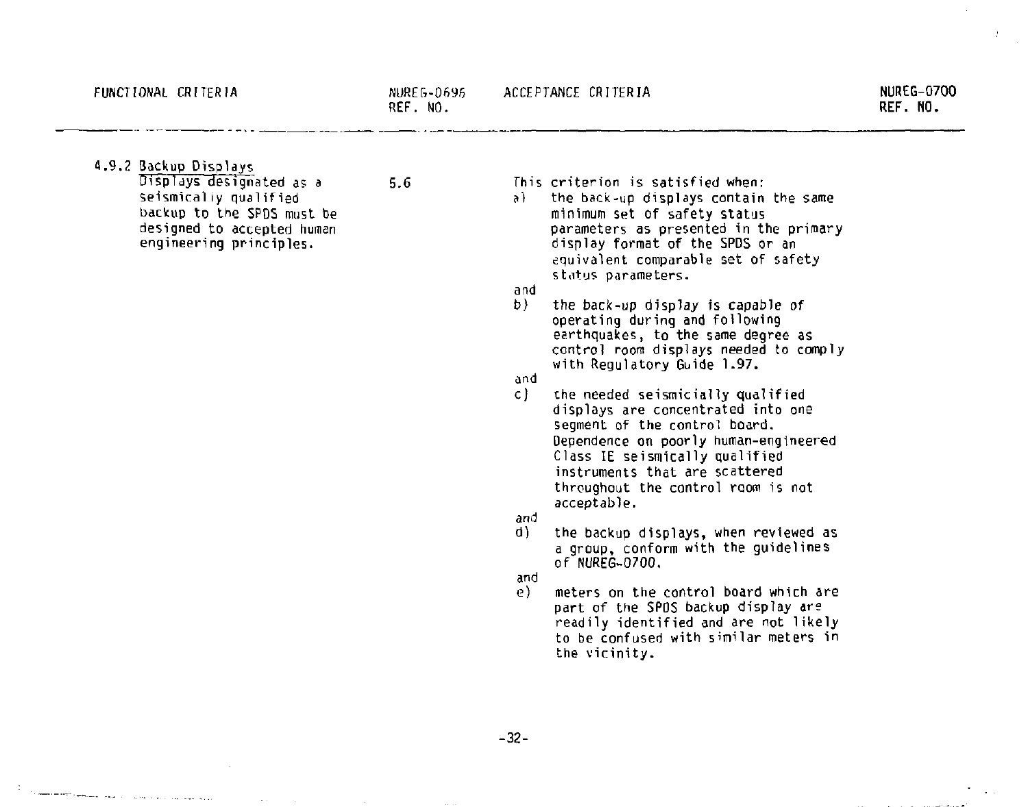| FUNCTIONAL CRITERIA | NUREG-0696 REF. NO. | ACCEPTANCE CRITERIA | NUREG-0700 REF. NO. |
|---|---|---|---|
| 4.9.2 Backup Displays<br>Displays designated as a seismically qualified backup to the SPDS must be designed to accepted human engineering principles. | 5.6 | This criterion is satisfied when:<br>a) the back-up displays contain the same minimum set of safety status parameters as presented in the primary display format of the SPDS or an equivalent comparable set of safety status parameters.<br>and<br>b) the back-up display is capable of operating during and following earthquakes, to the same degree as control room displays needed to comply with Regulatory Guide 1.97.<br>and<br>c) the needed seismicially qualified displays are concentrated into one segment of the control board. Dependence on poorly human-engineered Class IE seismically qualified instruments that are scattered throughout the control room is not acceptable.<br>and<br>d) the backup displays, when reviewed as a group, conform with the guidelines of NUREG-0700.<br>and<br>e) meters on the control board which are part of the SPDS backup display are readily identified and are not likely to be confused with similar meters in the vicinity. | |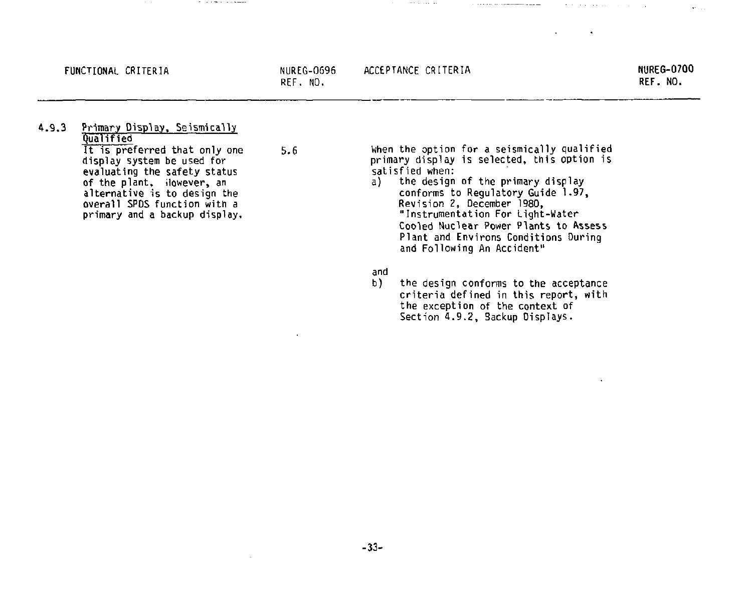| FUNCTIONAL CRITERIA | NUREG-0696 REF. NO. | ACCEPTANCE CRITERIA | NUREG-0700 REF. NO. |
|---|---|---|---|
| 4.9.3 Primary Display, Seismically Qualified<br>It is preferred that only one display system be used for evaluating the safety status of the plant. However, an alternative is to design the overall SPDS function with a primary and a backup display. | 5.6 | When the option for a seismically qualified primary display is selected, this option is satisfied when:<br>a) the design of the primary display conforms to Regulatory Guide 1.97, Revision 2, December 1980, "Instrumentation For Light-Water Cooled Nuclear Power Plants to Assess Plant and Environs Conditions During and Following An Accident"<br><br>and<br>b) the design conforms to the acceptance criteria defined in this report, with the exception of the context of Section 4.9.2, Backup Displays. | |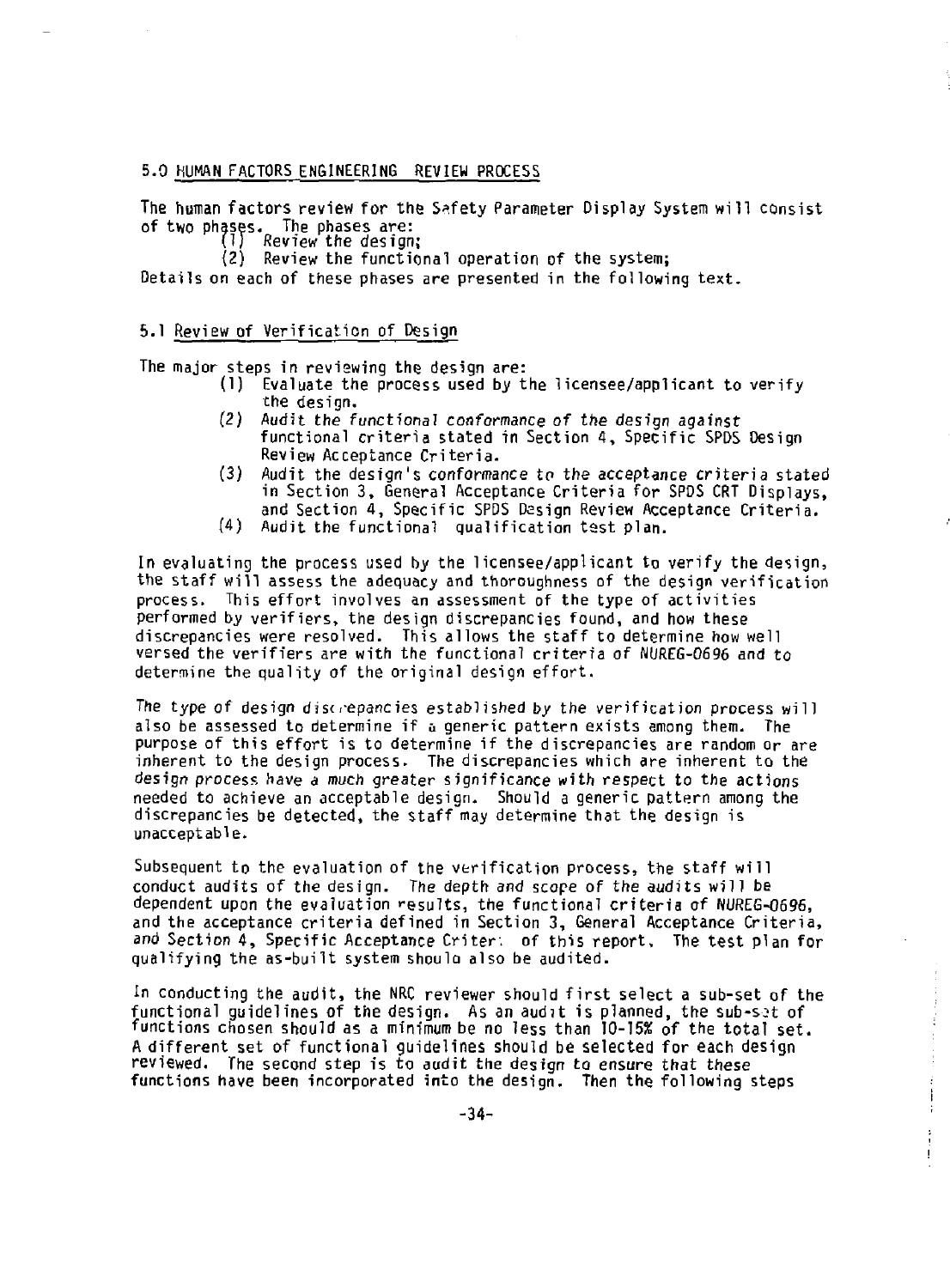## 5.0 HUMAN FACTORS ENGINEERING REVIEW PROCESS

The human factors review for the Safety Parameter Display System will consist of two phases. The phases are:

(1) Review the design;

(2) Review the functional operation of the system;

Details on each of these phases are presented in the following text.

### 5.1 Review of Verification of Design

The major steps in reviewing the design are:

(1) Evaluate the process used by the licensee/applicant to verify the design.

(2) Audit the functional conformance of the design against functional criteria stated in Section 4, Specific SPDS Design Review Acceptance Criteria.

(3) Audit the design's conformance to the acceptance criteria stated in Section 3, General Acceptance Criteria for SPDS CRT Displays, and Section 4, Specific SPDS Design Review Acceptance Criteria.

(4) Audit the functional qualification test plan.

In evaluating the process used by the licensee/applicant to verify the design, the staff will assess the adequacy and thoroughness of the design verification process. This effort involves an assessment of the type of activities performed by verifiers, the design discrepancies found, and how these discrepancies were resolved. This allows the staff to determine how well versed the verifiers are with the functional criteria of NUREG-0696 and to determine the quality of the original design effort.

The type of design discrepancies established by the verification process will also be assessed to determine if a generic pattern exists among them. The purpose of this effort is to determine if the discrepancies are random or are inherent to the design process. The discrepancies which are inherent to the design process have a much greater significance with respect to the actions needed to achieve an acceptable design. Should a generic pattern among the discrepancies be detected, the staff may determine that the design is unacceptable.

Subsequent to the evaluation of the verification process, the staff will conduct audits of the design. The depth and scope of the audits will be dependent upon the evaluation results, the functional criteria of NUREG-0696, and the acceptance criteria defined in Section 3, General Acceptance Criteria, and Section 4, Specific Acceptance Criter: of this report. The test plan for qualifying the as-built system should also be audited.

In conducting the audit, the NRC reviewer should first select a sub-set of the functional guidelines of the design. As an audit is planned, the sub-set of functions chosen should as a minimum be no less than 10-15% of the total set. A different set of functional guidelines should be selected for each design reviewed. The second step is to audit the design to ensure that these functions have been incorporated into the design. Then the following steps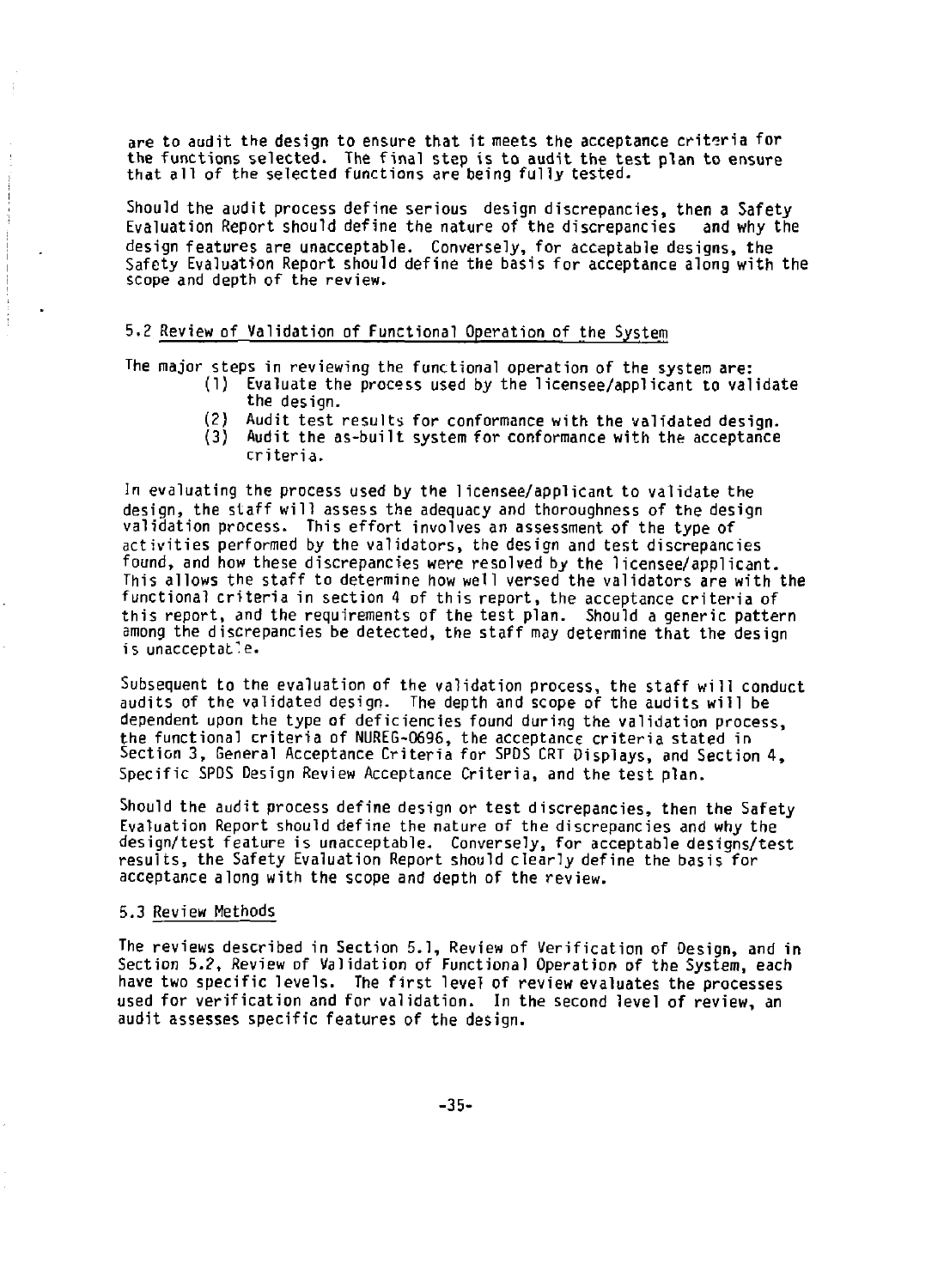are to audit the design to ensure that it meets the acceptance criteria for the functions selected. The final step is to audit the test plan to ensure that all of the selected functions are being fully tested.

Should the audit process define serious design discrepancies, then a Safety Evaluation Report should define the nature of the discrepancies and why the design features are unacceptable. Conversely, for acceptable designs, the Safety Evaluation Report should define the basis for acceptance along with the scope and depth of the review.

### 5.2 Review of Validation of Functional Operation of the System

The major steps in reviewing the functional operation of the system are:

(1) Evaluate the process used by the licensee/applicant to validate the design.
(2) Audit test results for conformance with the validated design.
(3) Audit the as-built system for conformance with the acceptance criteria.

In evaluating the process used by the licensee/applicant to validate the design, the staff will assess the adequacy and thoroughness of the design validation process. This effort involves an assessment of the type of activities performed by the validators, the design and test discrepancies found, and how these discrepancies were resolved by the licensee/applicant. This allows the staff to determine how well versed the validators are with the functional criteria in section 4 of this report, the acceptance criteria of this report, and the requirements of the test plan. Should a generic pattern among the discrepancies be detected, the staff may determine that the design is unacceptable.

Subsequent to the evaluation of the validation process, the staff will conduct audits of the validated design. The depth and scope of the audits will be dependent upon the type of deficiencies found during the validation process, the functional criteria of NUREG-0696, the acceptance criteria stated in Section 3, General Acceptance Criteria for SPDS CRT Displays, and Section 4, Specific SPDS Design Review Acceptance Criteria, and the test plan.

Should the audit process define design or test discrepancies, then the Safety Evaluation Report should define the nature of the discrepancies and why the design/test feature is unacceptable. Conversely, for acceptable designs/test results, the Safety Evaluation Report should clearly define the basis for acceptance along with the scope and depth of the review.

### 5.3 Review Methods

The reviews described in Section 5.1, Review of Verification of Design, and in Section 5.2, Review of Validation of Functional Operation of the System, each have two specific levels. The first level of review evaluates the processes used for verification and for validation. In the second level of review, an audit assesses specific features of the design.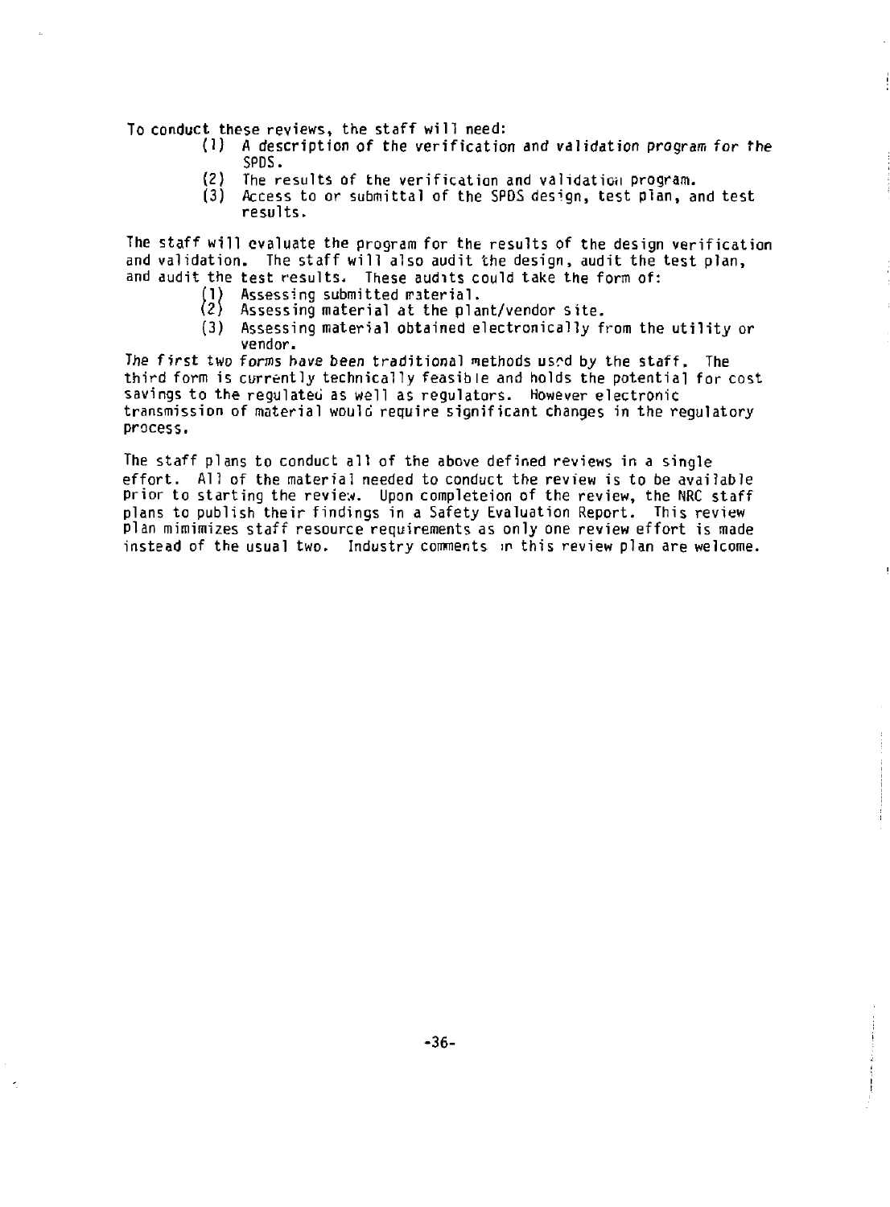To conduct these reviews, the staff will need:

(1) A description of the verification and validation program for the SPDS.

(2) The results of the verification and validation program.

(3) Access to or submittal of the SPDS design, test plan, and test results.

The staff will evaluate the program for the results of the design verification and validation. The staff will also audit the design, audit the test plan, and audit the test results. These audits could take the form of:

(1) Assessing submitted material.

(2) Assessing material at the plant/vendor site.

(3) Assessing material obtained electronically from the utility or vendor.

The first two forms have been traditional methods used by the staff. The third form is currently technically feasible and holds the potential for cost savings to the regulated as well as regulators. However electronic transmission of material would require significant changes in the regulatory process.

The staff plans to conduct all of the above defined reviews in a single effort. All of the material needed to conduct the review is to be available prior to starting the review. Upon completeion of the review, the NRC staff plans to publish their findings in a Safety Evaluation Report. This review plan mimimizes staff resource requirements as only one review effort is made instead of the usual two. Industry comments on this review plan are welcome.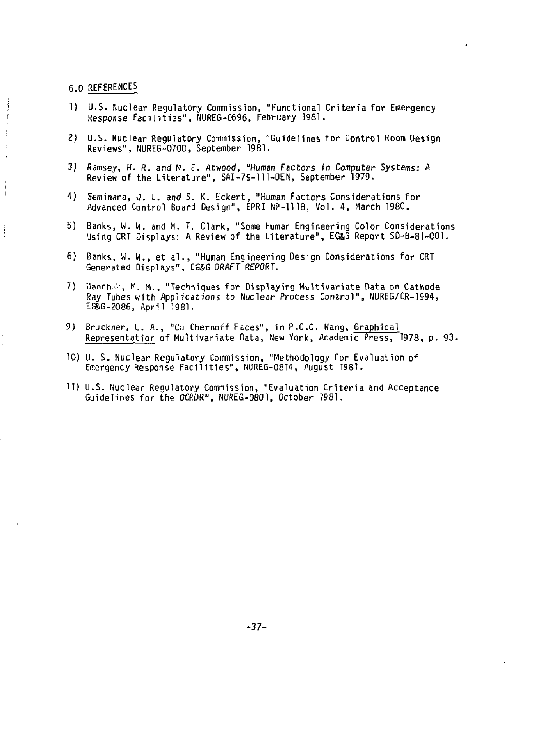## 6.0 REFERENCES

1) U.S. Nuclear Regulatory Commission, "Functional Criteria for Emergency Response Facilities", NUREG-0696, February 1981.

2) U.S. Nuclear Regulatory Commission, "Guidelines for Control Room Design Reviews", NUREG-0700, September 1981.

3) Ramsey, H. R. and M. E. Atwood, "Human Factors in Computer Systems: A Review of the Literature", SAI-79-111-DEN, September 1979.

4) Seminara, J. L. and S. K. Eckert, "Human Factors Considerations for Advanced Control Board Design", EPRI NP-1118, Vol. 4, March 1980.

5) Banks, W. W. and M. T. Clark, "Some Human Engineering Color Considerations Using CRT Displays: A Review of the Literature", EG&G Report SD-B-81-001.

6) Banks, W. W., et al., "Human Engineering Design Considerations for CRT Generated Displays", EG&G DRAFT REPORT.

7) Danchak, M. M., "Techniques for Displaying Multivariate Data on Cathode Ray Tubes with Applications to Nuclear Process Control", NUREG/CR-1994, EG&G-2086, April 1981.

9) Bruckner, L. A., "On Chernoff Faces", in P.C.C. Wang, Graphical Representation of Multivariate Data, New York, Academic Press, 1978, p. 93.

10) U. S. Nuclear Regulatory Commission, "Methodology for Evaluation of Emergency Response Facilities", NUREG-0814, August 1981.

11) U.S. Nuclear Regulatory Commission, "Evaluation Criteria and Acceptance Guidelines for the DCRDR", NUREG-0801, October 1981.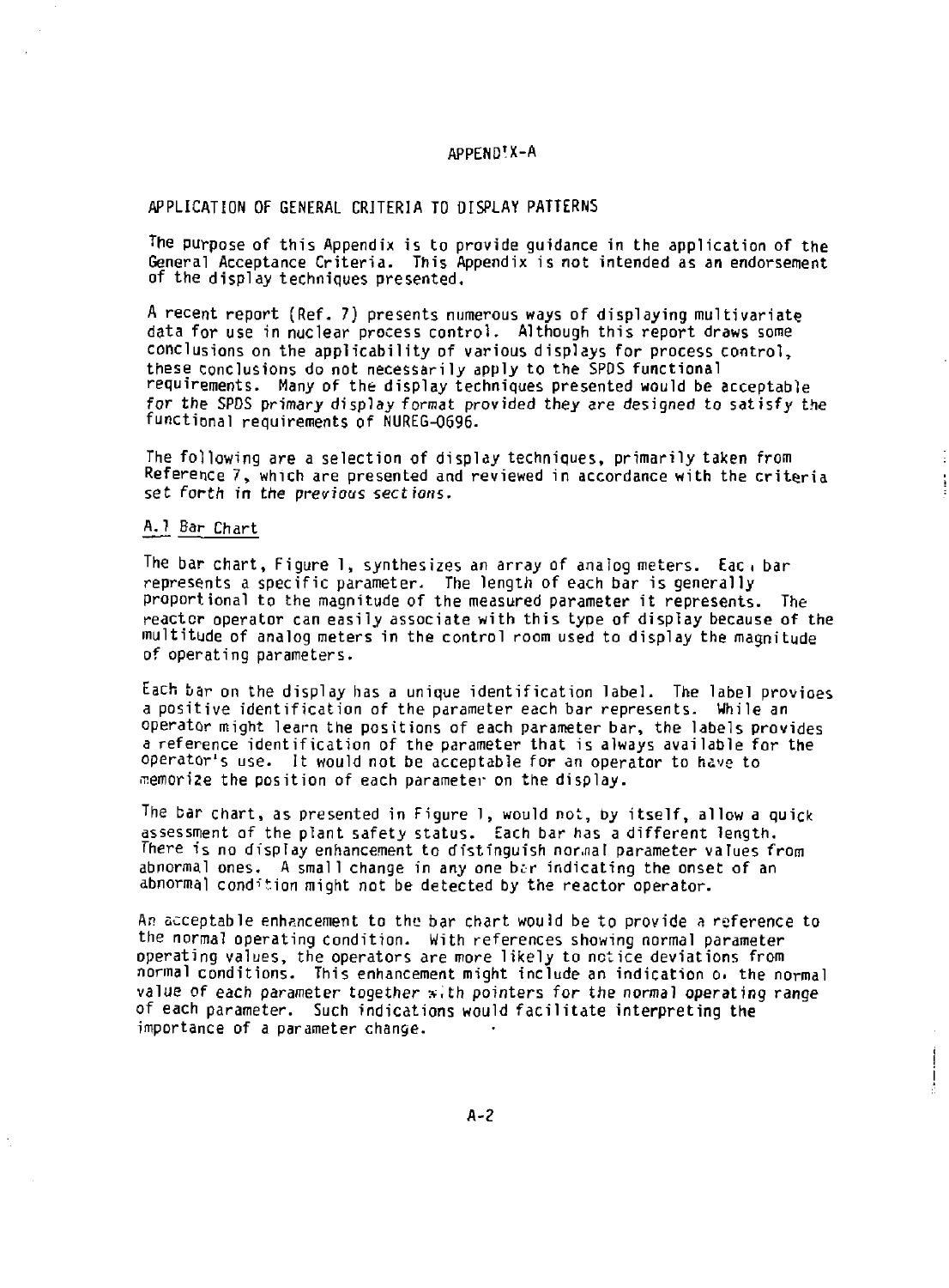# APPENDIX-A

## APPLICATION OF GENERAL CRITERIA TO DISPLAY PATTERNS

The purpose of this Appendix is to provide guidance in the application of the General Acceptance Criteria. This Appendix is not intended as an endorsement of the display techniques presented.

A recent report (Ref. 7) presents numerous ways of displaying multivariate data for use in nuclear process control. Although this report draws some conclusions on the applicability of various displays for process control, these conclusions do not necessarily apply to the SPDS functional requirements. Many of the display techniques presented would be acceptable for the SPDS primary display format provided they are designed to satisfy the functional requirements of NUREG-0696.

The following are a selection of display techniques, primarily taken from Reference 7, which are presented and reviewed in accordance with the criteria set forth in the previous sections.

### A.1 Bar Chart

The bar chart, Figure 1, synthesizes an array of analog meters. Each bar represents a specific parameter. The length of each bar is generally proportional to the magnitude of the measured parameter it represents. The reactor operator can easily associate with this type of display because of the multitude of analog meters in the control room used to display the magnitude of operating parameters.

Each bar on the display has a unique identification label. The label provides a positive identification of the parameter each bar represents. While an operator might learn the positions of each parameter bar, the labels provides a reference identification of the parameter that is always available for the operator's use. It would not be acceptable for an operator to have to memorize the position of each parameter on the display.

The bar chart, as presented in Figure 1, would not, by itself, allow a quick assessment of the plant safety status. Each bar has a different length. There is no display enhancement to distinguish normal parameter values from abnormal ones. A small change in any one bar indicating the onset of an abnormal condition might not be detected by the reactor operator.

An acceptable enhancement to the bar chart would be to provide a reference to the normal operating condition. With references showing normal parameter operating values, the operators are more likely to notice deviations from normal conditions. This enhancement might include an indication of the normal value of each parameter together with pointers for the normal operating range of each parameter. Such indications would facilitate interpreting the importance of a parameter change.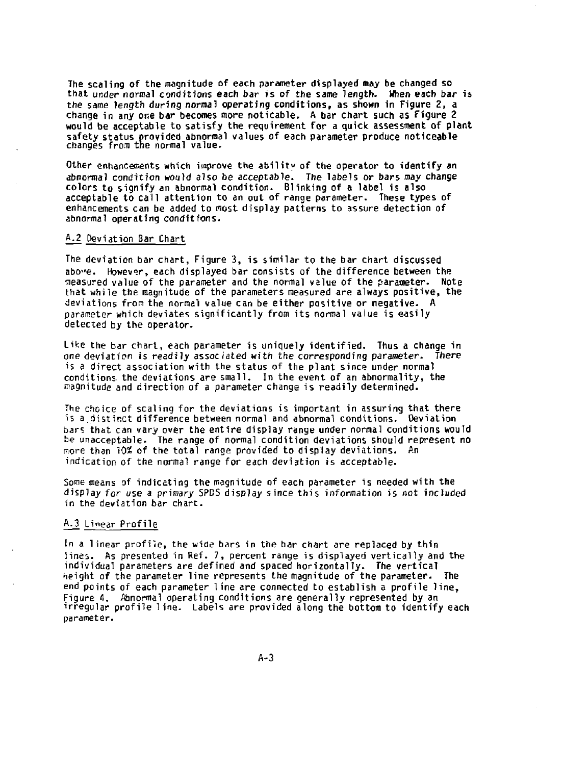The scaling of the magnitude of each parameter displayed may be changed so that under normal conditions each bar is of the same length. When each bar is the same length during normal operating conditions, as shown in Figure 2, a change in any one bar becomes more noticable. A bar chart such as Figure 2 would be acceptable to satisfy the requirement for a quick assessment of plant safety status provided abnormal values of each parameter produce noticeable changes from the normal value.

Other enhancements which improve the ability of the operator to identify an abnormal condition would also be acceptable. The labels or bars may change colors to signify an abnormal condition. Blinking of a label is also acceptable to call attention to an out of range parameter. These types of enhancements can be added to most display patterns to assure detection of abnormal operating conditions.

## A.2 Deviation Bar Chart

The deviation bar chart, Figure 3, is similar to the bar chart discussed above. However, each displayed bar consists of the difference between the measured value of the parameter and the normal value of the parameter. Note that while the magnitude of the parameters measured are always positive, the deviations from the normal value can be either positive or negative. A parameter which deviates significantly from its normal value is easily detected by the operator.

Like the bar chart, each parameter is uniquely identified. Thus a change in one deviation is readily associated with the corresponding parameter. There is a direct association with the status of the plant since under normal conditions the deviations are small. In the event of an abnormality, the magnitude and direction of a parameter change is readily determined.

The choice of scaling for the deviations is important in assuring that there is a distinct difference between normal and abnormal conditions. Deviation bars that can vary over the entire display range under normal conditions would be unacceptable. The range of normal condition deviations should represent no more than 10% of the total range provided to display deviations. An indication of the normal range for each deviation is acceptable.

Some means of indicating the magnitude of each parameter is needed with the display for use a primary SPDS display since this information is not included in the deviation bar chart.

## A.3 Linear Profile

In a linear profile, the wide bars in the bar chart are replaced by thin lines. As presented in Ref. 7, percent range is displayed vertically and the individual parameters are defined and spaced horizontally. The vertical height of the parameter line represents the magnitude of the parameter. The end points of each parameter line are connected to establish a profile line, Figure 4. Abnormal operating conditions are generally represented by an irregular profile line. Labels are provided along the bottom to identify each parameter.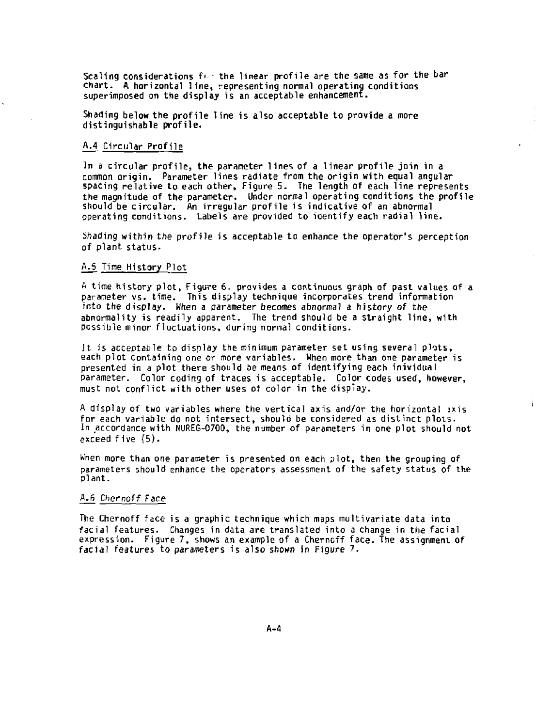Scaling considerations for the linear profile are the same as for the bar chart. A horizontal line, representing normal operating conditions superimposed on the display is an acceptable enhancement.

Shading below the profile line is also acceptable to provide a more distinguishable profile.

## A.4 Circular Profile

In a circular profile, the parameter lines of a linear profile join in a common origin. Parameter lines radiate from the origin with equal angular spacing relative to each other, Figure 5. The length of each line represents the magnitude of the parameter. Under normal operating conditions the profile should be circular. An irregular profile is indicative of an abnormal operating conditions. Labels are provided to identify each radial line.

Shading within the profile is acceptable to enhance the operator's perception of plant status.

## A.5 Time History Plot

A time history plot, Figure 6. provides a continuous graph of past values of a parameter vs. time. This display technique incorporates trend information into the display. When a parameter becomes abnormal a history of the abnormality is readily apparent. The trend should be a straight line, with possible minor fluctuations, during normal conditions.

It is acceptable to display the minimum parameter set using several plots, each plot containing one or more variables. When more than one parameter is presented in a plot there should be means of identifying each inividual parameter. Color coding of traces is acceptable. Color codes used, however, must not conflict with other uses of color in the display.

A display of two variables where the vertical axis and/or the horizontal axis for each variable do not intersect, should be considered as distinct plots. In accordance with NUREG-0700, the number of parameters in one plot should not exceed five (5).

When more than one parameter is presented on each plot, then the grouping of parameters should enhance the operators assessment of the safety status of the plant.

## A.6 Chernoff Face

The Chernoff face is a graphic technique which maps multivariate data into facial features. Changes in data are translated into a change in the facial expression. Figure 7, shows an example of a Chernoff face. The assignment of facial features to parameters is also shown in Figure 7.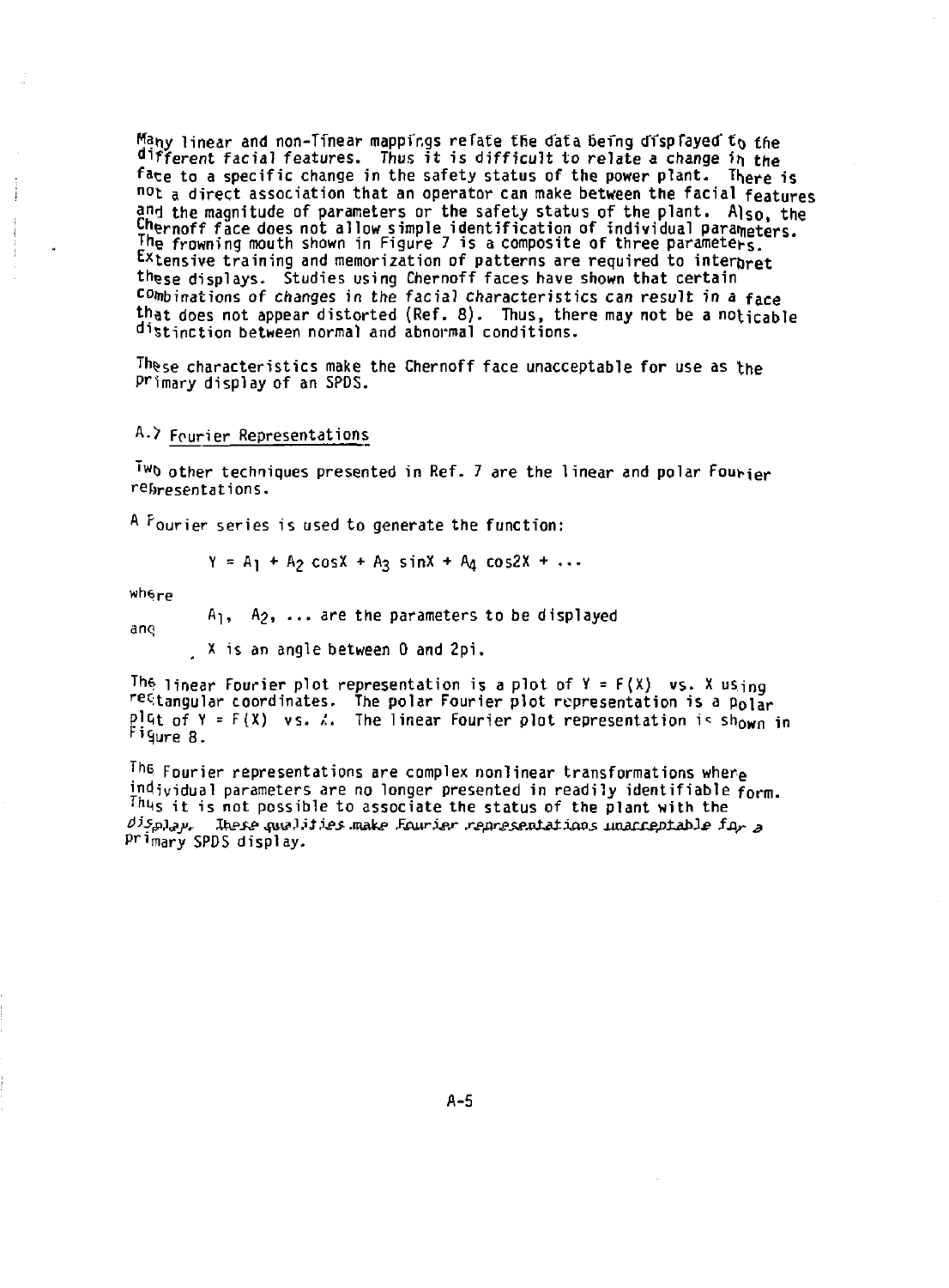Many linear and non-linear mappings relate the data being displayed to the different facial features. Thus it is difficult to relate a change in the face to a specific change in the safety status of the power plant. There is not a direct association that an operator can make between the facial features and the magnitude of parameters or the safety status of the plant. Also, the Chernoff face does not allow simple identification of individual parameters. The frowning mouth shown in Figure 7 is a composite of three parameters. Extensive training and memorization of patterns are required to interpret these displays. Studies using Chernoff faces have shown that certain combinations of changes in the facial characteristics can result in a face that does not appear distorted (Ref. 8). Thus, there may not be a noticable distinction between normal and abnormal conditions.

These characteristics make the Chernoff face unacceptable for use as the primary display of an SPDS.

## A.7 Fourier Representations

Two other techniques presented in Ref. 7 are the linear and polar Fourier representations.

A Fourier series is used to generate the function:

$$Y = A_1 + A_2 \cos X + A_3 \sin X + A_4 \cos 2X + \ldots$$

where

$A_1$, $A_2$, ... are the parameters to be displayed

and

X is an angle between 0 and 2pi.

The linear Fourier plot representation is a plot of $Y = F(X)$ vs. X using rectangular coordinates. The polar Fourier plot representation is a polar plot of $Y = F(X)$ vs. X. The linear Fourier plot representation is shown in Figure 8.

The Fourier representations are complex nonlinear transformations where individual parameters are no longer presented in readily identifiable form. Thus it is not possible to associate the status of the plant with the display. These qualities make Fourier representations unacceptable for a primary SPDS display.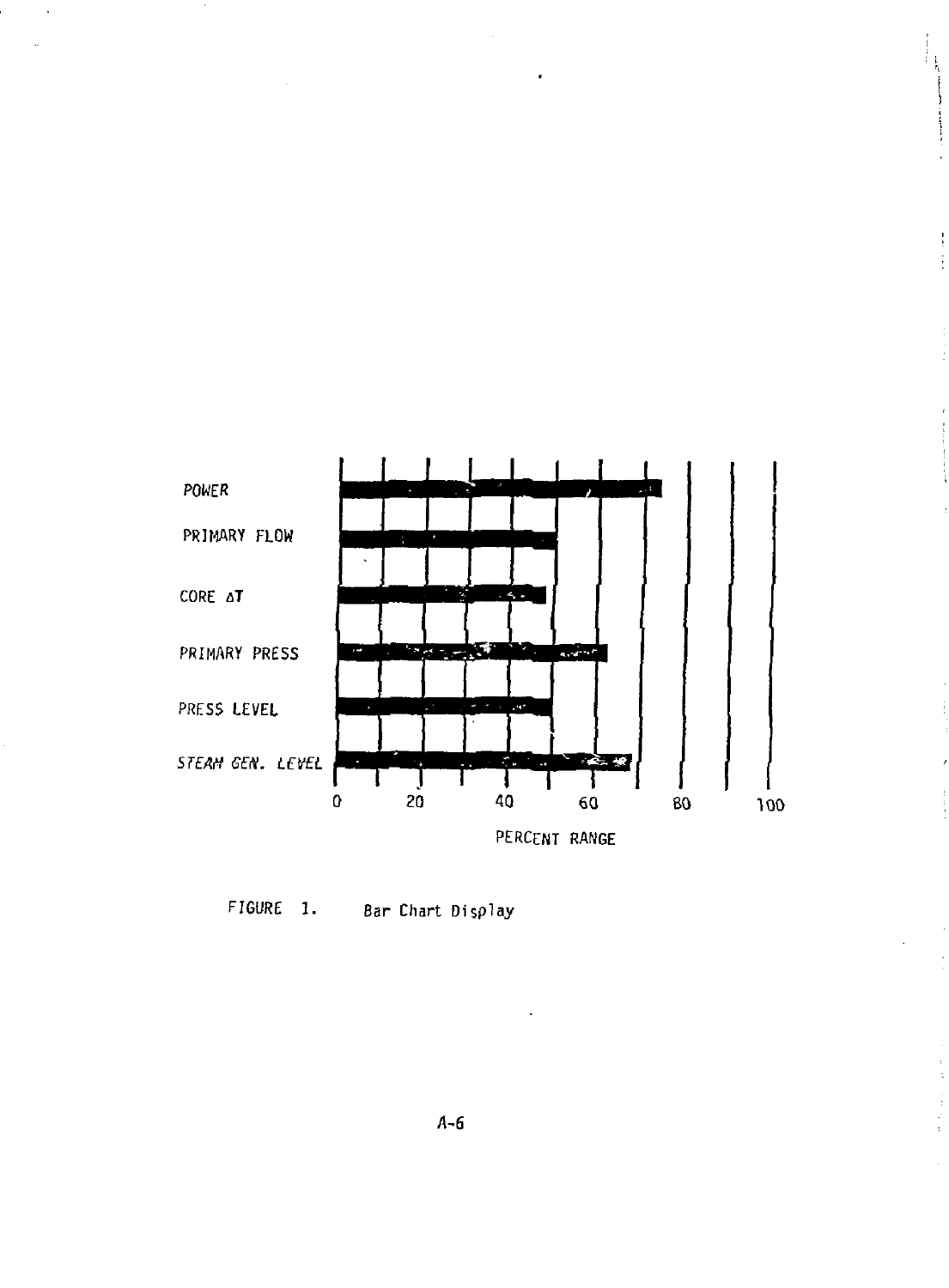POWER

PRIMARY FLOW

CORE ΔT

PRIMARY PRESS

PRESS LEVEL

STEAM GEN. LEVEL

0 20 40 60 80 100

PERCENT RANGE

FIGURE 1. Bar Chart Display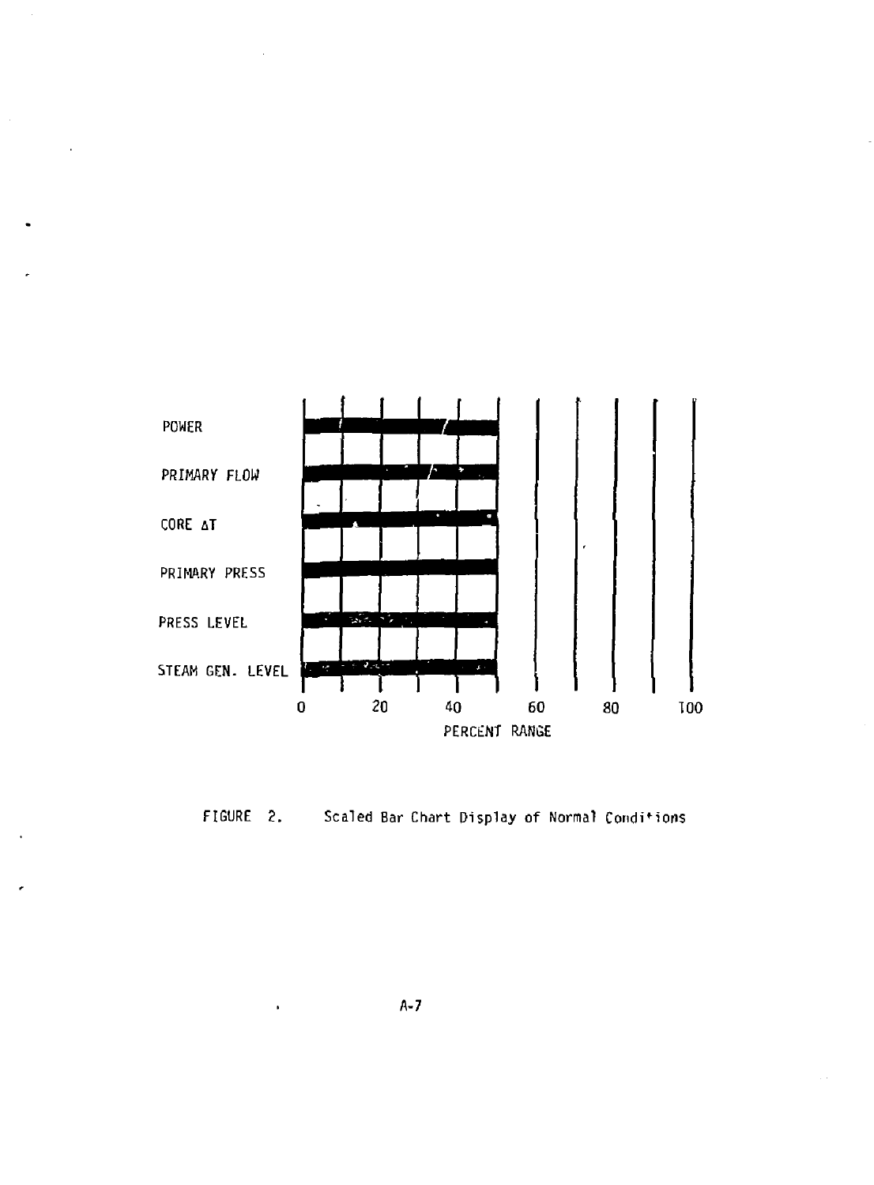| | |
|---|---|
| POWER | |
| PRIMARY FLOW | |
| CORE ΔT | |
| PRIMARY PRESS | |
| PRESS LEVEL | |
| STEAM GEN. LEVEL | |

0 20 40 60 80 100

PERCENT RANGE

FIGURE 2. Scaled Bar Chart Display of Normal Conditions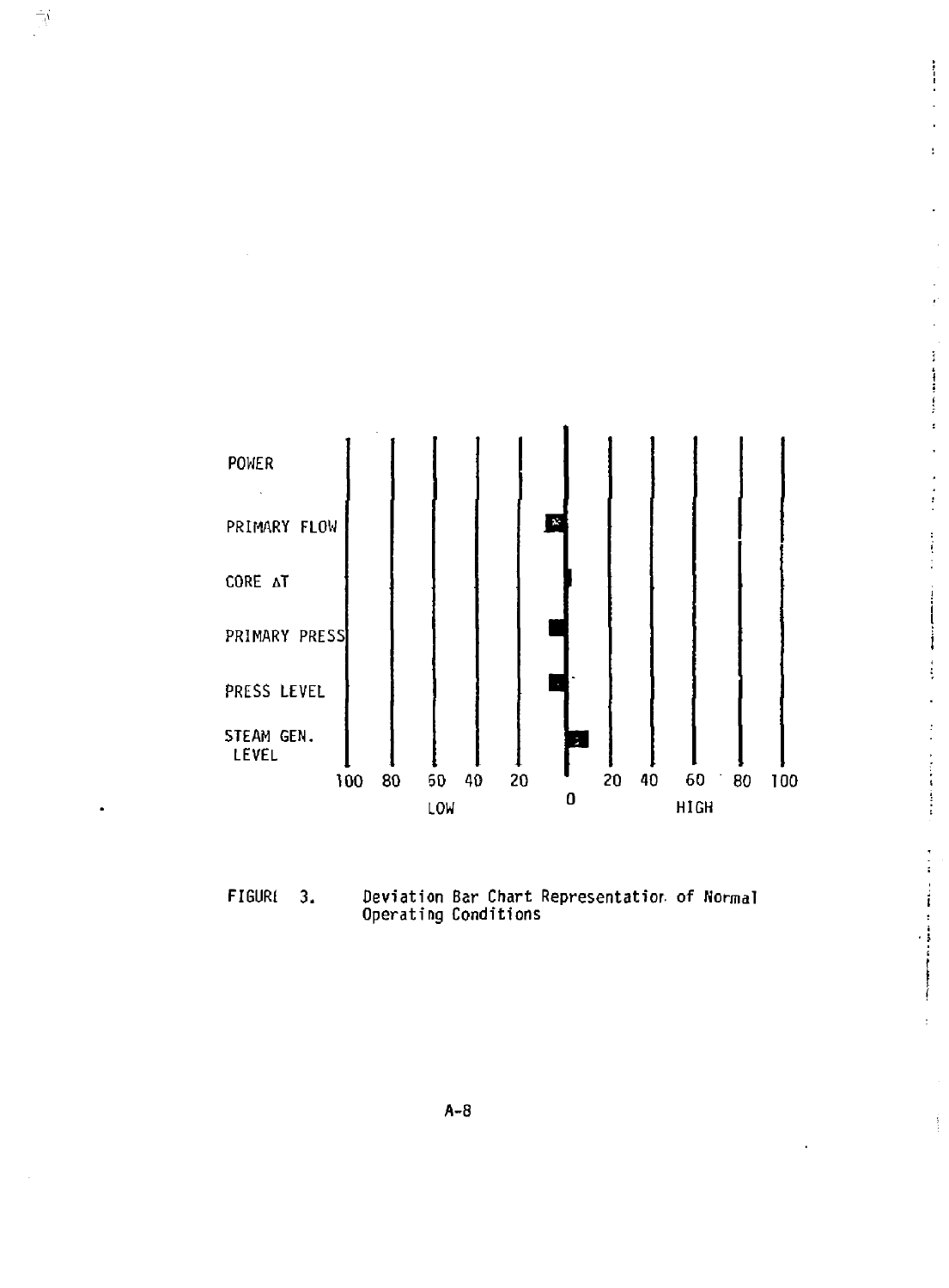POWER

PRIMARY FLOW

CORE ΔT

PRIMARY PRESS

PRESS LEVEL

STEAM GEN. LEVEL

100 80 60 40 20 0 20 40 60 80 100

LOW HIGH

FIGURE 3. Deviation Bar Chart Representation of Normal Operating Conditions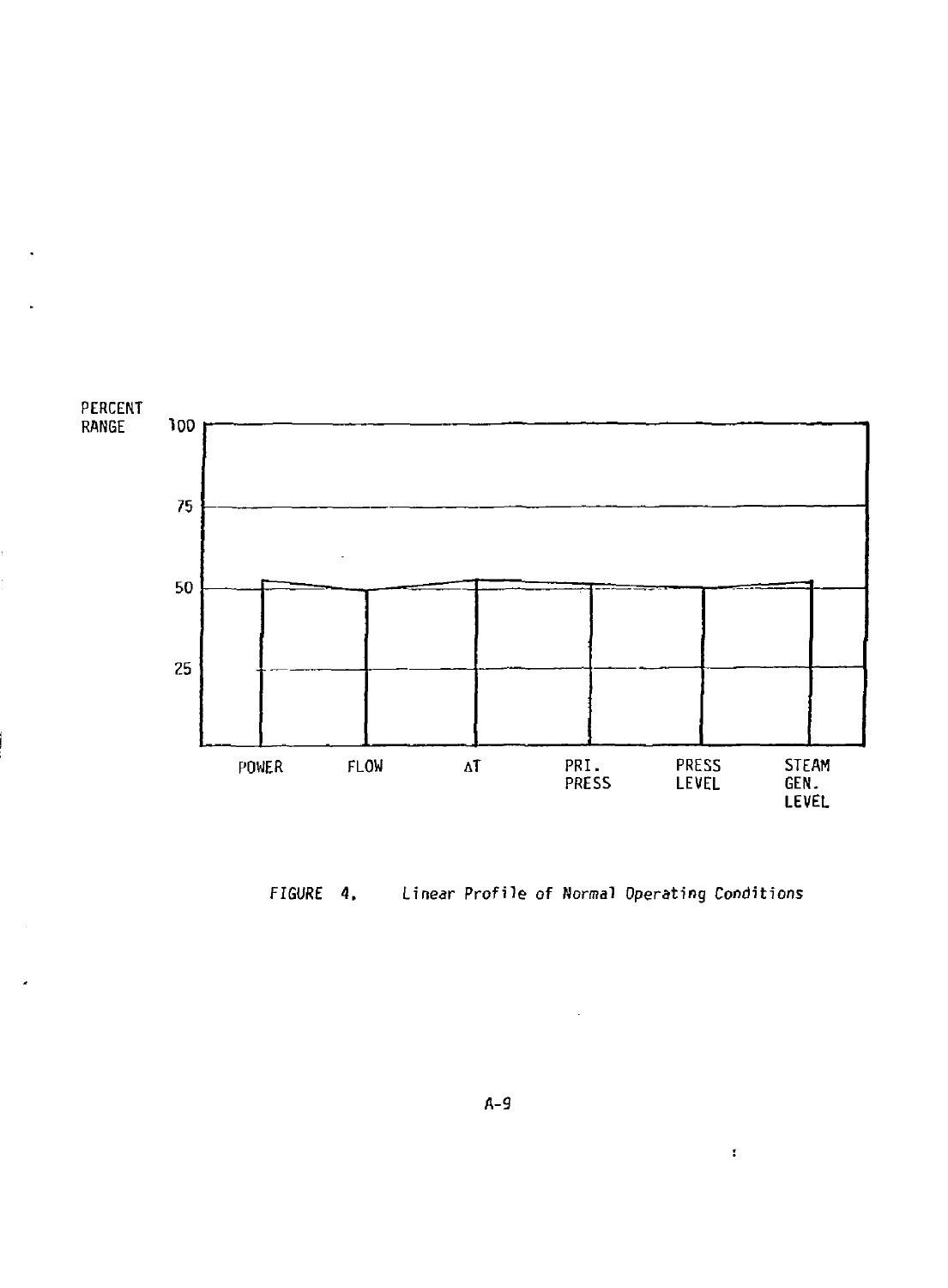PERCENT RANGE

100

75

50

25

POWER FLOW ΔT PRI. PRESS PRESS LEVEL STEAM GEN. LEVEL

*FIGURE 4. Linear Profile of Normal Operating Conditions*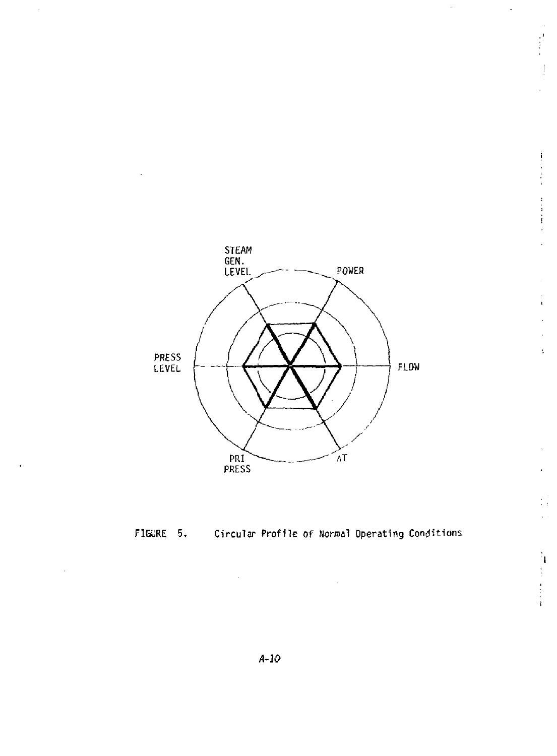STEAM GEN. LEVEL

POWER

PRESS LEVEL

FLOW

PRI PRESS

ΔT

FIGURE 5. Circular Profile of Normal Operating Conditions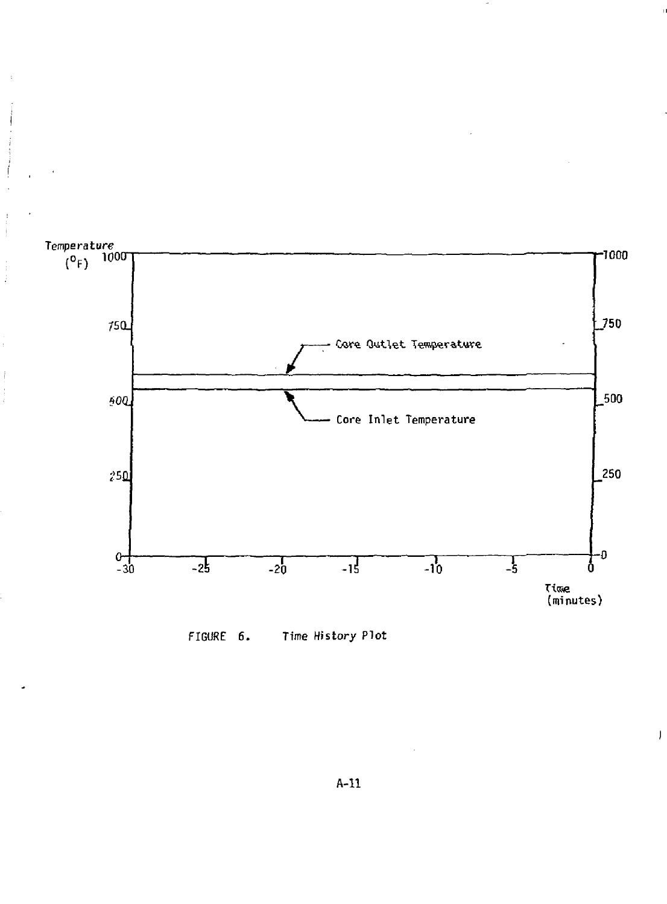FIGURE 6. Time History Plot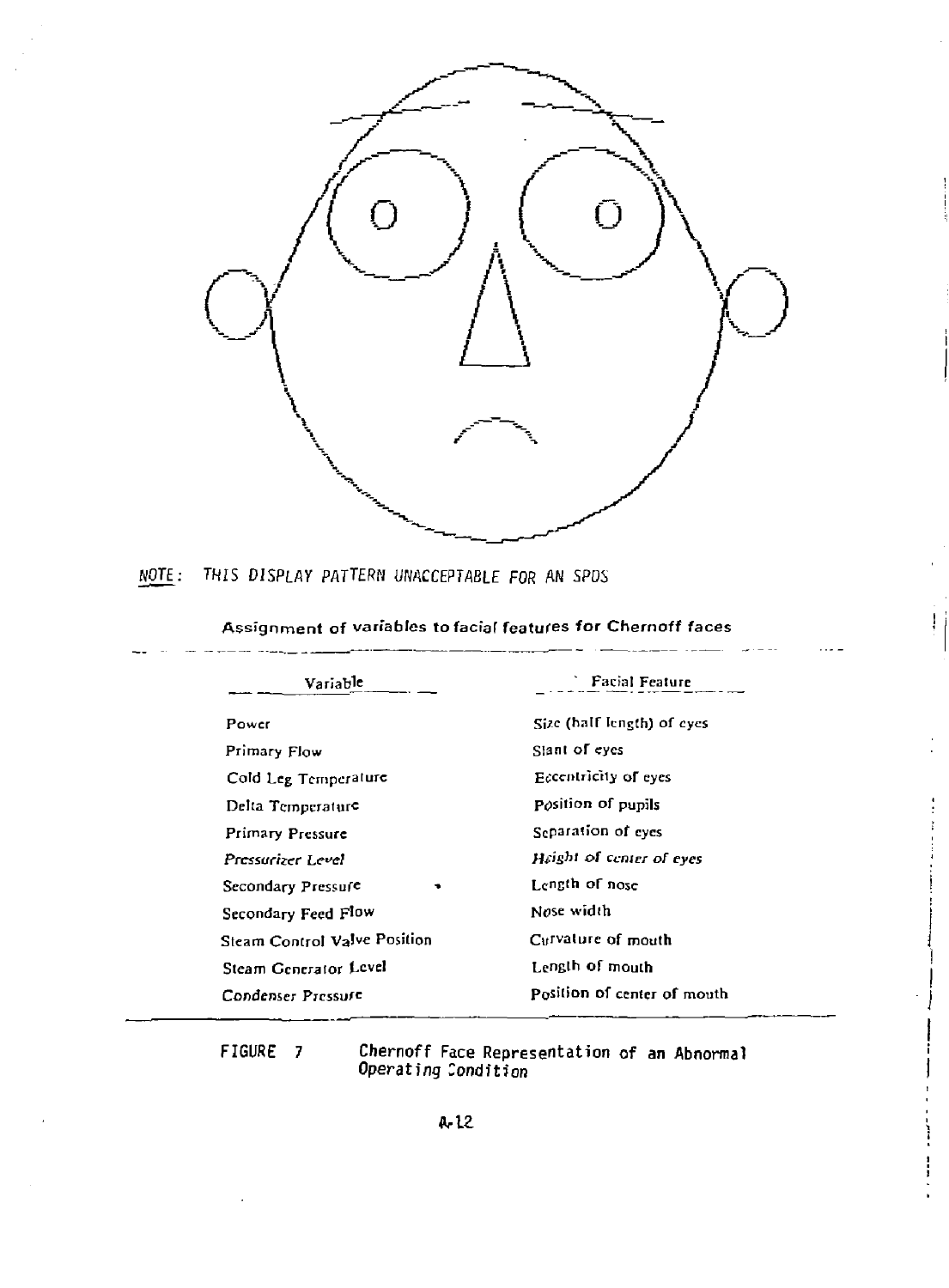NOTE: THIS DISPLAY PATTERN UNACCEPTABLE FOR AN SPDS

Assignment of variables to facial features for Chernoff faces

| Variable | Facial Feature |
|---|---|
| Power | Size (half length) of eyes |
| Primary Flow | Slant of eyes |
| Cold Leg Temperature | Eccentricity of eyes |
| Delta Temperature | Position of pupils |
| Primary Pressure | Separation of eyes |
| *Pressurizer Level* | *Height of center of eyes* |
| Secondary Pressure | Length of nose |
| Secondary Feed Flow | Nose width |
| Steam Control Valve Position | Curvature of mouth |
| Steam Generator Level | Length of mouth |
| Condenser Pressure | Position of center of mouth |

FIGURE 7 Chernoff Face Representation of an Abnormal Operating Condition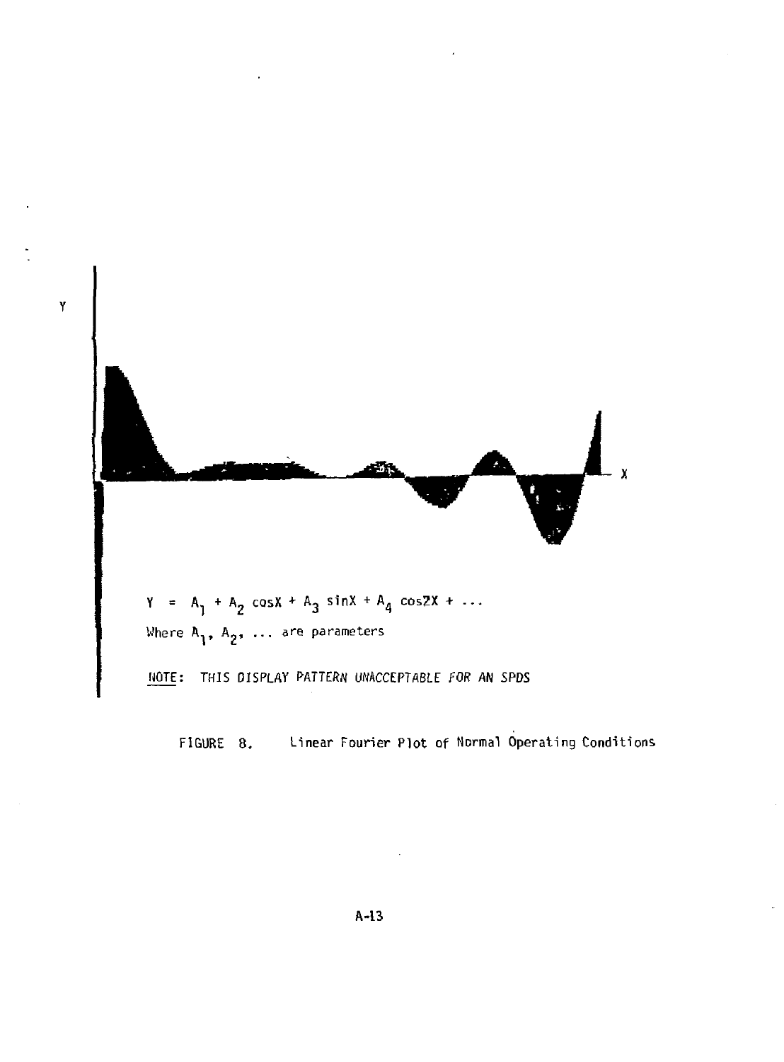Y

X

$$Y = A_1 + A_2 \cos X + A_3 \sin X + A_4 \cos 2X + \ldots$$

Where $A_1$, $A_2$, ... are parameters

NOTE: *THIS DISPLAY PATTERN UNACCEPTABLE FOR AN SPDS*

FIGURE 8. Linear Fourier Plot of Normal Operating Conditions